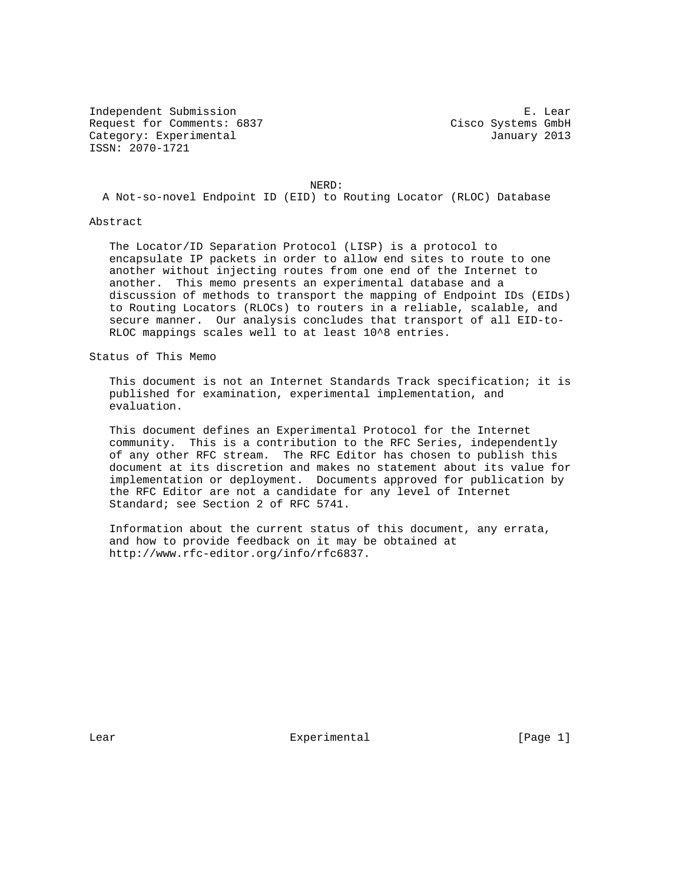Independent Submission E. Lear
Request for Comments: 6837 Cisco Systems GmbH
Category: Experimental January 2013
ISSN: 2070-1721

# NERD: A Not-so-novel Endpoint ID (EID) to Routing Locator (RLOC) Database

## Abstract

The Locator/ID Separation Protocol (LISP) is a protocol to encapsulate IP packets in order to allow end sites to route to one another without injecting routes from one end of the Internet to another. This memo presents an experimental database and a discussion of methods to transport the mapping of Endpoint IDs (EIDs) to Routing Locators (RLOCs) to routers in a reliable, scalable, and secure manner. Our analysis concludes that transport of all EID-to-RLOC mappings scales well to at least $10^8$ entries.

## Status of This Memo

This document is not an Internet Standards Track specification; it is published for examination, experimental implementation, and evaluation.

This document defines an Experimental Protocol for the Internet community. This is a contribution to the RFC Series, independently of any other RFC stream. The RFC Editor has chosen to publish this document at its discretion and makes no statement about its value for implementation or deployment. Documents approved for publication by the RFC Editor are not a candidate for any level of Internet Standard; see Section 2 of RFC 5741.

Information about the current status of this document, any errata, and how to provide feedback on it may be obtained at http://www.rfc-editor.org/info/rfc6837.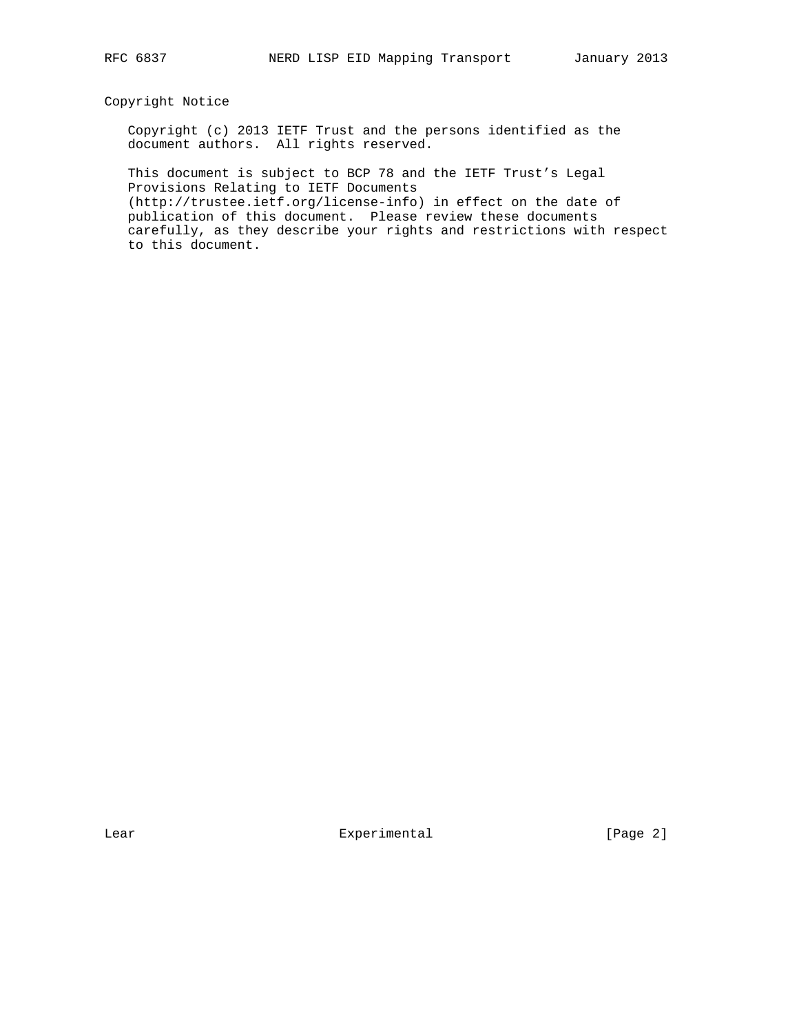## Copyright Notice

Copyright (c) 2013 IETF Trust and the persons identified as the document authors. All rights reserved.

This document is subject to BCP 78 and the IETF Trust's Legal Provisions Relating to IETF Documents (http://trustee.ietf.org/license-info) in effect on the date of publication of this document. Please review these documents carefully, as they describe your rights and restrictions with respect to this document.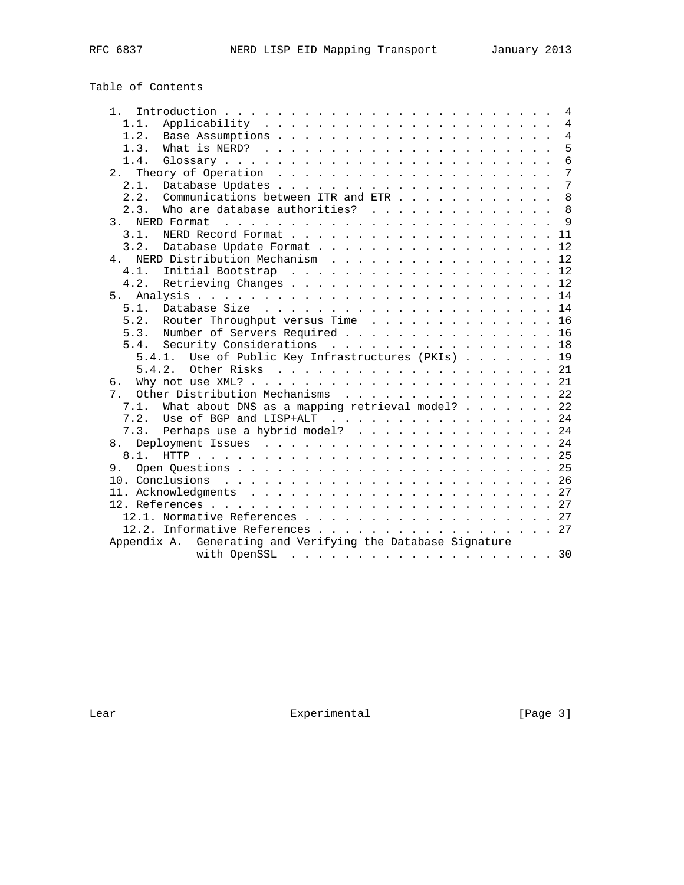## Table of Contents

```
   1.  Introduction . . . . . . . . . . . . . . . . . . . . . . . . .  4
     1.1.  Applicability  . . . . . . . . . . . . . . . . . . . . . .  4
     1.2.  Base Assumptions . . . . . . . . . . . . . . . . . . . . .  4
     1.3.  What is NERD?  . . . . . . . . . . . . . . . . . . . . . .  5
     1.4.  Glossary . . . . . . . . . . . . . . . . . . . . . . . . .  6
   2.  Theory of Operation  . . . . . . . . . . . . . . . . . . . . .  7
     2.1.  Database Updates . . . . . . . . . . . . . . . . . . . . .  7
     2.2.  Communications between ITR and ETR . . . . . . . . . . . .  8
     2.3.  Who are database authorities?  . . . . . . . . . . . . . .  8
   3.  NERD Format  . . . . . . . . . . . . . . . . . . . . . . . . .  9
     3.1.  NERD Record Format . . . . . . . . . . . . . . . . . . . . 11
     3.2.  Database Update Format . . . . . . . . . . . . . . . . . . 12
   4.  NERD Distribution Mechanism  . . . . . . . . . . . . . . . . . 12
     4.1.  Initial Bootstrap  . . . . . . . . . . . . . . . . . . . . 12
     4.2.  Retrieving Changes . . . . . . . . . . . . . . . . . . . . 12
   5.  Analysis . . . . . . . . . . . . . . . . . . . . . . . . . . . 14
     5.1.  Database Size  . . . . . . . . . . . . . . . . . . . . . . 14
     5.2.  Router Throughput versus Time  . . . . . . . . . . . . . . 16
     5.3.  Number of Servers Required . . . . . . . . . . . . . . . . 16
     5.4.  Security Considerations  . . . . . . . . . . . . . . . . . 18
       5.4.1.  Use of Public Key Infrastructures (PKIs) . . . . . . . 19
       5.4.2.  Other Risks  . . . . . . . . . . . . . . . . . . . . . 21
   6.  Why not use XML? . . . . . . . . . . . . . . . . . . . . . . . 21
   7.  Other Distribution Mechanisms  . . . . . . . . . . . . . . . . 22
     7.1.  What about DNS as a mapping retrieval model? . . . . . . . 22
     7.2.  Use of BGP and LISP+ALT  . . . . . . . . . . . . . . . . . 24
     7.3.  Perhaps use a hybrid model?  . . . . . . . . . . . . . . . 24
   8.  Deployment Issues  . . . . . . . . . . . . . . . . . . . . . . 24
     8.1.  HTTP . . . . . . . . . . . . . . . . . . . . . . . . . . . 25
   9.  Open Questions . . . . . . . . . . . . . . . . . . . . . . . . 25
   10. Conclusions  . . . . . . . . . . . . . . . . . . . . . . . . . 26
   11. Acknowledgments  . . . . . . . . . . . . . . . . . . . . . . . 27
   12. References . . . . . . . . . . . . . . . . . . . . . . . . . . 27
     12.1. Normative References . . . . . . . . . . . . . . . . . . . 27
     12.2. Informative References . . . . . . . . . . . . . . . . . . 27
   Appendix A.  Generating and Verifying the Database Signature
                with OpenSSL  . . . . . . . . . . . . . . . . . . . . 30
```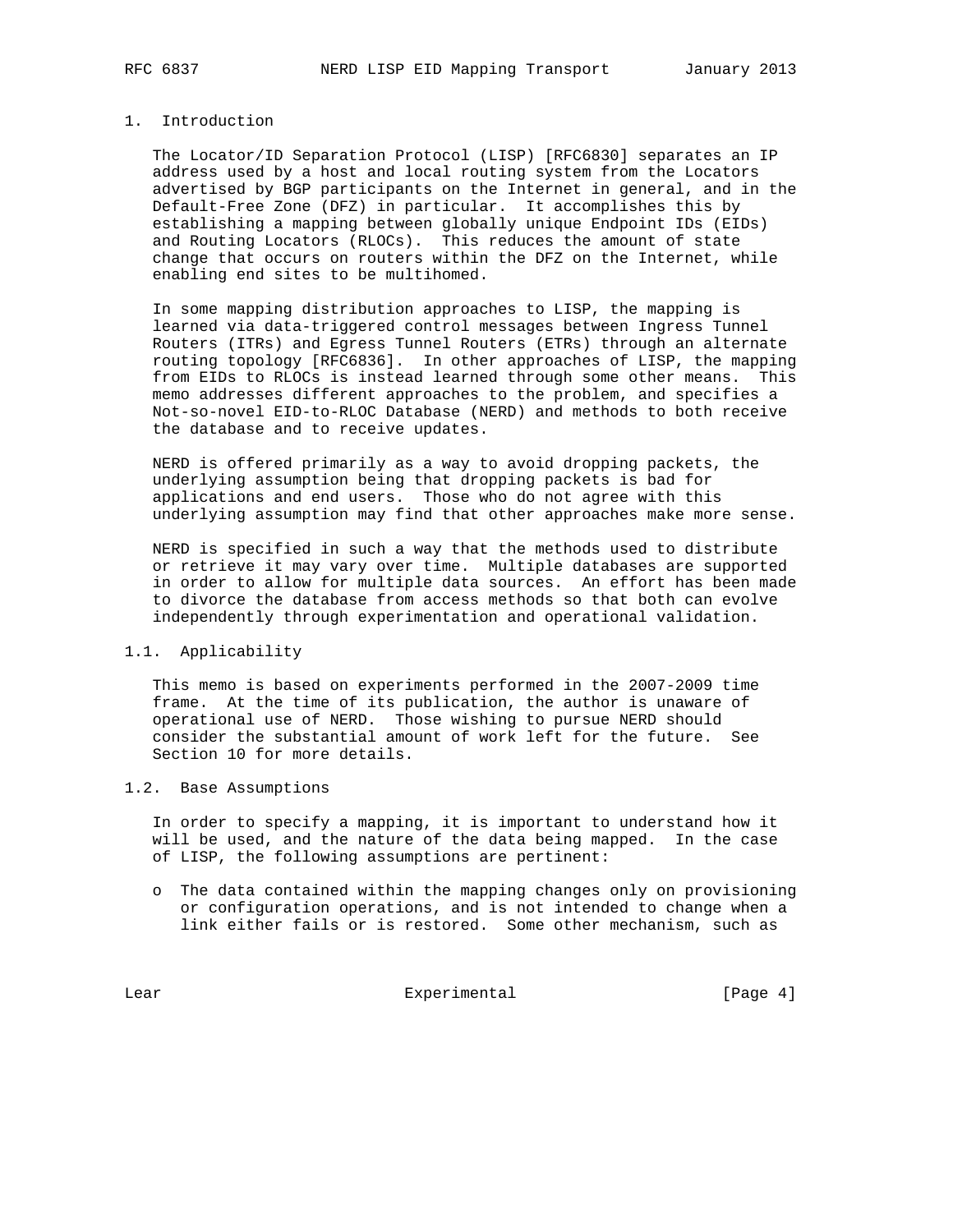# 1. Introduction

The Locator/ID Separation Protocol (LISP) [RFC6830] separates an IP address used by a host and local routing system from the Locators advertised by BGP participants on the Internet in general, and in the Default-Free Zone (DFZ) in particular. It accomplishes this by establishing a mapping between globally unique Endpoint IDs (EIDs) and Routing Locators (RLOCs). This reduces the amount of state change that occurs on routers within the DFZ on the Internet, while enabling end sites to be multihomed.

In some mapping distribution approaches to LISP, the mapping is learned via data-triggered control messages between Ingress Tunnel Routers (ITRs) and Egress Tunnel Routers (ETRs) through an alternate routing topology [RFC6836]. In other approaches of LISP, the mapping from EIDs to RLOCs is instead learned through some other means. This memo addresses different approaches to the problem, and specifies a Not-so-novel EID-to-RLOC Database (NERD) and methods to both receive the database and to receive updates.

NERD is offered primarily as a way to avoid dropping packets, the underlying assumption being that dropping packets is bad for applications and end users. Those who do not agree with this underlying assumption may find that other approaches make more sense.

NERD is specified in such a way that the methods used to distribute or retrieve it may vary over time. Multiple databases are supported in order to allow for multiple data sources. An effort has been made to divorce the database from access methods so that both can evolve independently through experimentation and operational validation.

## 1.1. Applicability

This memo is based on experiments performed in the 2007-2009 time frame. At the time of its publication, the author is unaware of operational use of NERD. Those wishing to pursue NERD should consider the substantial amount of work left for the future. See Section 10 for more details.

## 1.2. Base Assumptions

In order to specify a mapping, it is important to understand how it will be used, and the nature of the data being mapped. In the case of LISP, the following assumptions are pertinent:

- The data contained within the mapping changes only on provisioning or configuration operations, and is not intended to change when a link either fails or is restored. Some other mechanism, such as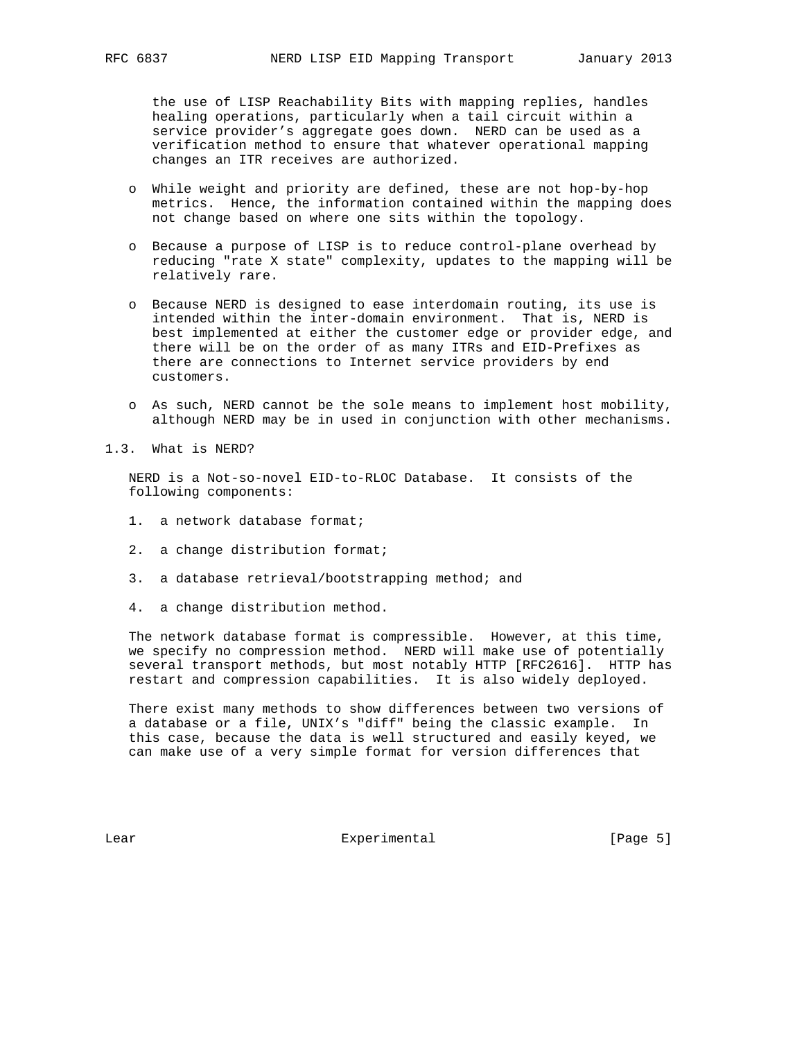the use of LISP Reachability Bits with mapping replies, handles healing operations, particularly when a tail circuit within a service provider's aggregate goes down. NERD can be used as a verification method to ensure that whatever operational mapping changes an ITR receives are authorized.

- While weight and priority are defined, these are not hop-by-hop metrics. Hence, the information contained within the mapping does not change based on where one sits within the topology.

- Because a purpose of LISP is to reduce control-plane overhead by reducing "rate X state" complexity, updates to the mapping will be relatively rare.

- Because NERD is designed to ease interdomain routing, its use is intended within the inter-domain environment. That is, NERD is best implemented at either the customer edge or provider edge, and there will be on the order of as many ITRs and EID-Prefixes as there are connections to Internet service providers by end customers.

- As such, NERD cannot be the sole means to implement host mobility, although NERD may be in used in conjunction with other mechanisms.

### 1.3. What is NERD?

NERD is a Not-so-novel EID-to-RLOC Database. It consists of the following components:

1. a network database format;

2. a change distribution format;

3. a database retrieval/bootstrapping method; and

4. a change distribution method.

The network database format is compressible. However, at this time, we specify no compression method. NERD will make use of potentially several transport methods, but most notably HTTP [RFC2616]. HTTP has restart and compression capabilities. It is also widely deployed.

There exist many methods to show differences between two versions of a database or a file, UNIX's "diff" being the classic example. In this case, because the data is well structured and easily keyed, we can make use of a very simple format for version differences that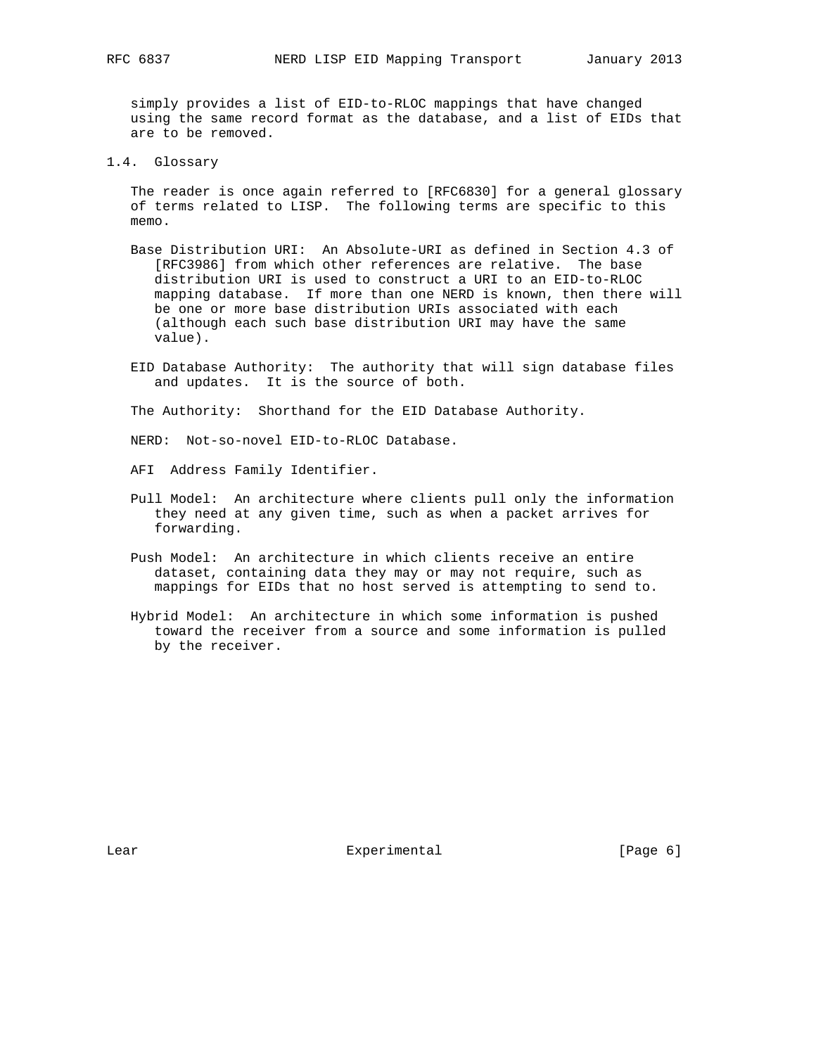simply provides a list of EID-to-RLOC mappings that have changed using the same record format as the database, and a list of EIDs that are to be removed.

### 1.4. Glossary

The reader is once again referred to [RFC6830] for a general glossary of terms related to LISP. The following terms are specific to this memo.

Base Distribution URI: An Absolute-URI as defined in Section 4.3 of [RFC3986] from which other references are relative. The base distribution URI is used to construct a URI to an EID-to-RLOC mapping database. If more than one NERD is known, then there will be one or more base distribution URIs associated with each (although each such base distribution URI may have the same value).

EID Database Authority: The authority that will sign database files and updates. It is the source of both.

The Authority: Shorthand for the EID Database Authority.

NERD: Not-so-novel EID-to-RLOC Database.

AFI Address Family Identifier.

Pull Model: An architecture where clients pull only the information they need at any given time, such as when a packet arrives for forwarding.

Push Model: An architecture in which clients receive an entire dataset, containing data they may or may not require, such as mappings for EIDs that no host served is attempting to send to.

Hybrid Model: An architecture in which some information is pushed toward the receiver from a source and some information is pulled by the receiver.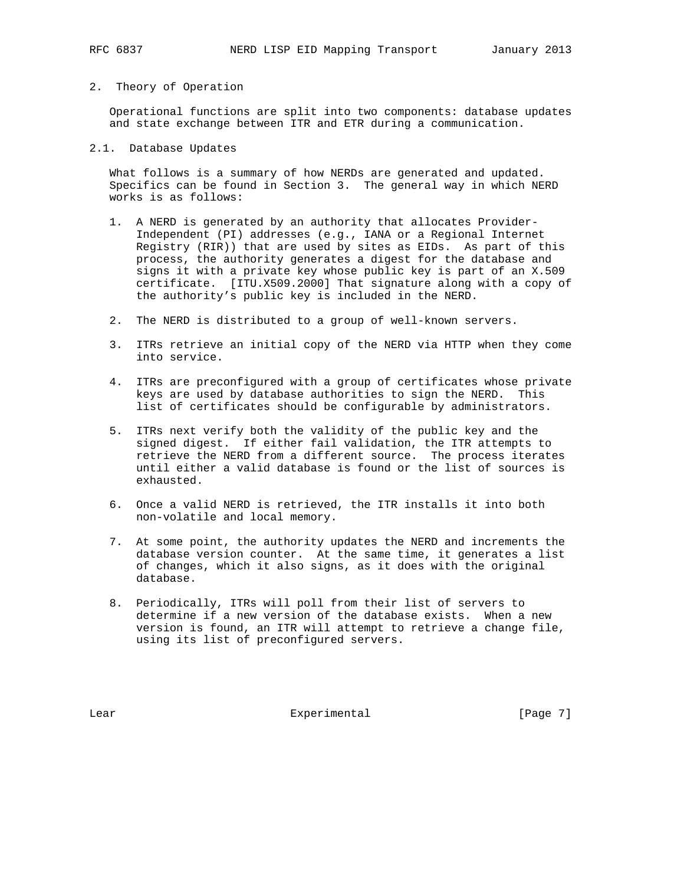## 2. Theory of Operation

Operational functions are split into two components: database updates and state exchange between ITR and ETR during a communication.

### 2.1. Database Updates

What follows is a summary of how NERDs are generated and updated. Specifics can be found in Section 3. The general way in which NERD works is as follows:

1. A NERD is generated by an authority that allocates Provider-Independent (PI) addresses (e.g., IANA or a Regional Internet Registry (RIR)) that are used by sites as EIDs. As part of this process, the authority generates a digest for the database and signs it with a private key whose public key is part of an X.509 certificate. [ITU.X509.2000] That signature along with a copy of the authority's public key is included in the NERD.

2. The NERD is distributed to a group of well-known servers.

3. ITRs retrieve an initial copy of the NERD via HTTP when they come into service.

4. ITRs are preconfigured with a group of certificates whose private keys are used by database authorities to sign the NERD. This list of certificates should be configurable by administrators.

5. ITRs next verify both the validity of the public key and the signed digest. If either fail validation, the ITR attempts to retrieve the NERD from a different source. The process iterates until either a valid database is found or the list of sources is exhausted.

6. Once a valid NERD is retrieved, the ITR installs it into both non-volatile and local memory.

7. At some point, the authority updates the NERD and increments the database version counter. At the same time, it generates a list of changes, which it also signs, as it does with the original database.

8. Periodically, ITRs will poll from their list of servers to determine if a new version of the database exists. When a new version is found, an ITR will attempt to retrieve a change file, using its list of preconfigured servers.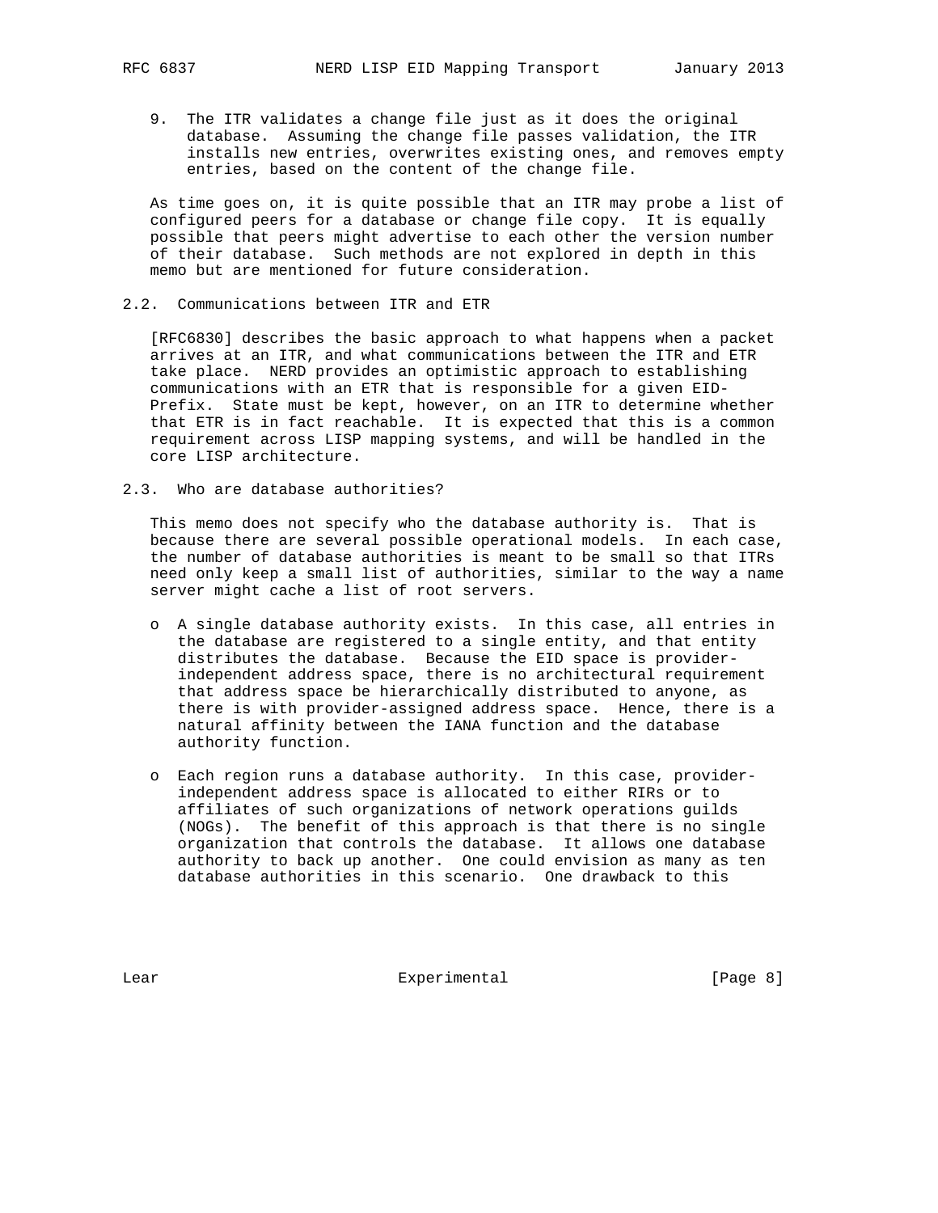9. The ITR validates a change file just as it does the original database. Assuming the change file passes validation, the ITR installs new entries, overwrites existing ones, and removes empty entries, based on the content of the change file.

As time goes on, it is quite possible that an ITR may probe a list of configured peers for a database or change file copy. It is equally possible that peers might advertise to each other the version number of their database. Such methods are not explored in depth in this memo but are mentioned for future consideration.

## 2.2. Communications between ITR and ETR

[RFC6830] describes the basic approach to what happens when a packet arrives at an ITR, and what communications between the ITR and ETR take place. NERD provides an optimistic approach to establishing communications with an ETR that is responsible for a given EID-Prefix. State must be kept, however, on an ITR to determine whether that ETR is in fact reachable. It is expected that this is a common requirement across LISP mapping systems, and will be handled in the core LISP architecture.

## 2.3. Who are database authorities?

This memo does not specify who the database authority is. That is because there are several possible operational models. In each case, the number of database authorities is meant to be small so that ITRs need only keep a small list of authorities, similar to the way a name server might cache a list of root servers.

- A single database authority exists. In this case, all entries in the database are registered to a single entity, and that entity distributes the database. Because the EID space is provider-independent address space, there is no architectural requirement that address space be hierarchically distributed to anyone, as there is with provider-assigned address space. Hence, there is a natural affinity between the IANA function and the database authority function.

- Each region runs a database authority. In this case, provider-independent address space is allocated to either RIRs or to affiliates of such organizations of network operations guilds (NOGs). The benefit of this approach is that there is no single organization that controls the database. It allows one database authority to back up another. One could envision as many as ten database authorities in this scenario. One drawback to this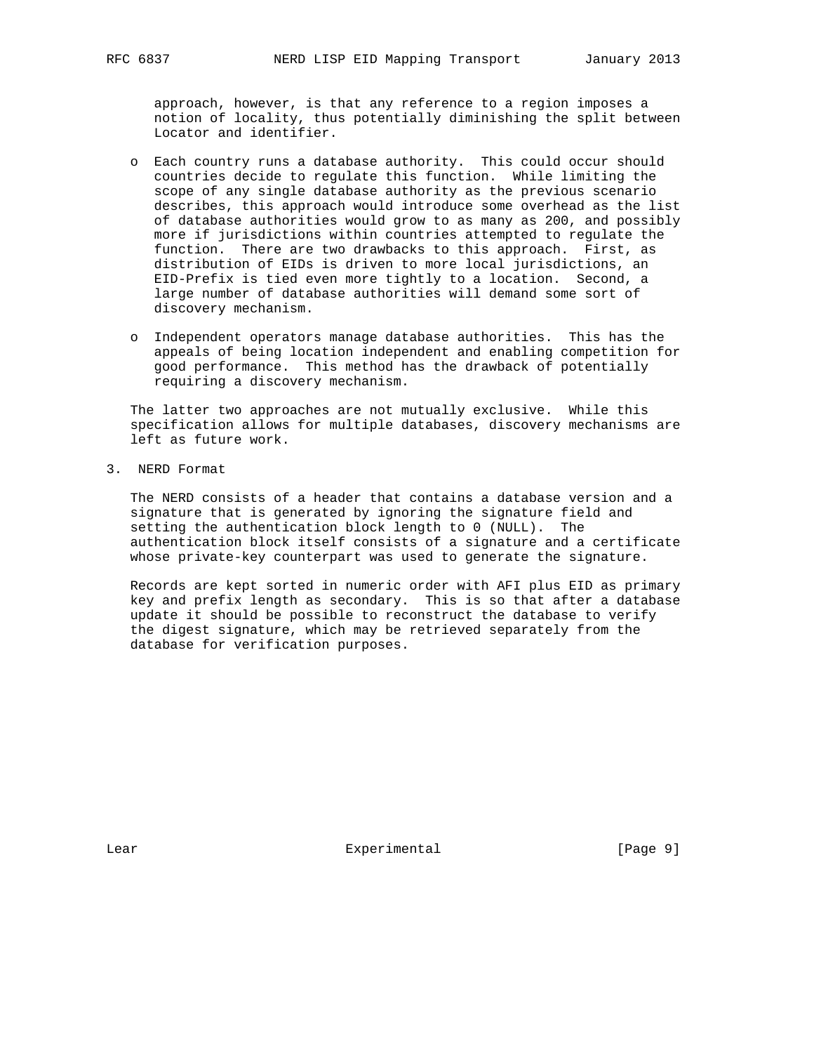approach, however, is that any reference to a region imposes a notion of locality, thus potentially diminishing the split between Locator and identifier.

- Each country runs a database authority. This could occur should countries decide to regulate this function. While limiting the scope of any single database authority as the previous scenario describes, this approach would introduce some overhead as the list of database authorities would grow to as many as 200, and possibly more if jurisdictions within countries attempted to regulate the function. There are two drawbacks to this approach. First, as distribution of EIDs is driven to more local jurisdictions, an EID-Prefix is tied even more tightly to a location. Second, a large number of database authorities will demand some sort of discovery mechanism.

- Independent operators manage database authorities. This has the appeals of being location independent and enabling competition for good performance. This method has the drawback of potentially requiring a discovery mechanism.

The latter two approaches are not mutually exclusive. While this specification allows for multiple databases, discovery mechanisms are left as future work.

## 3. NERD Format

The NERD consists of a header that contains a database version and a signature that is generated by ignoring the signature field and setting the authentication block length to 0 (NULL). The authentication block itself consists of a signature and a certificate whose private-key counterpart was used to generate the signature.

Records are kept sorted in numeric order with AFI plus EID as primary key and prefix length as secondary. This is so that after a database update it should be possible to reconstruct the database to verify the digest signature, which may be retrieved separately from the database for verification purposes.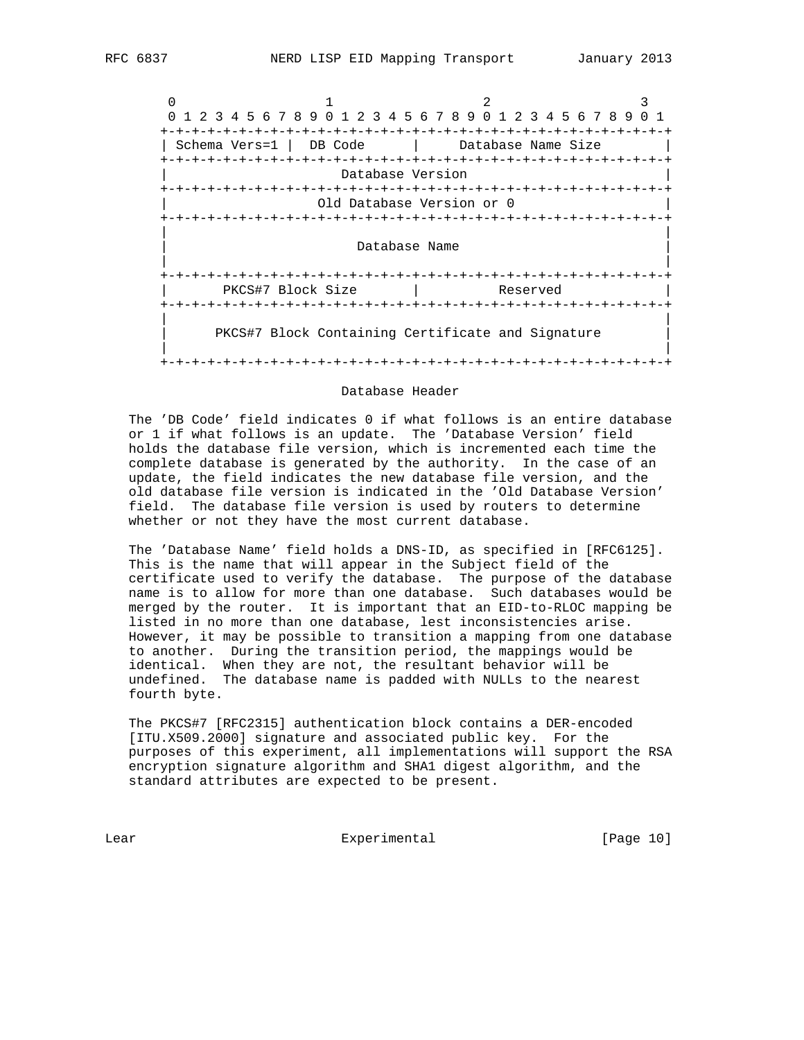```
    0                   1                   2                   3
    0 1 2 3 4 5 6 7 8 9 0 1 2 3 4 5 6 7 8 9 0 1 2 3 4 5 6 7 8 9 0 1
   +-+-+-+-+-+-+-+-+-+-+-+-+-+-+-+-+-+-+-+-+-+-+-+-+-+-+-+-+-+-+-+-+
   | Schema Vers=1 |  DB Code      |     Database Name Size        |
   +-+-+-+-+-+-+-+-+-+-+-+-+-+-+-+-+-+-+-+-+-+-+-+-+-+-+-+-+-+-+-+-+
   |                       Database Version                        |
   +-+-+-+-+-+-+-+-+-+-+-+-+-+-+-+-+-+-+-+-+-+-+-+-+-+-+-+-+-+-+-+-+
   |                    Old Database Version or 0                  |
   +-+-+-+-+-+-+-+-+-+-+-+-+-+-+-+-+-+-+-+-+-+-+-+-+-+-+-+-+-+-+-+-+
   |                                                               |
   |                         Database Name                         |
   |                                                               |
   +-+-+-+-+-+-+-+-+-+-+-+-+-+-+-+-+-+-+-+-+-+-+-+-+-+-+-+-+-+-+-+-+
   |       PKCS#7 Block Size       |          Reserved             |
   +-+-+-+-+-+-+-+-+-+-+-+-+-+-+-+-+-+-+-+-+-+-+-+-+-+-+-+-+-+-+-+-+
   |                                                               |
   |      PKCS#7 Block Containing Certificate and Signature        |
   |                                                               |
   +-+-+-+-+-+-+-+-+-+-+-+-+-+-+-+-+-+-+-+-+-+-+-+-+-+-+-+-+-+-+-+-+
```

Database Header

The 'DB Code' field indicates 0 if what follows is an entire database or 1 if what follows is an update. The 'Database Version' field holds the database file version, which is incremented each time the complete database is generated by the authority. In the case of an update, the field indicates the new database file version, and the old database file version is indicated in the 'Old Database Version' field. The database file version is used by routers to determine whether or not they have the most current database.

The 'Database Name' field holds a DNS-ID, as specified in [RFC6125]. This is the name that will appear in the Subject field of the certificate used to verify the database. The purpose of the database name is to allow for more than one database. Such databases would be merged by the router. It is important that an EID-to-RLOC mapping be listed in no more than one database, lest inconsistencies arise. However, it may be possible to transition a mapping from one database to another. During the transition period, the mappings would be identical. When they are not, the resultant behavior will be undefined. The database name is padded with NULLs to the nearest fourth byte.

The PKCS#7 [RFC2315] authentication block contains a DER-encoded [ITU.X509.2000] signature and associated public key. For the purposes of this experiment, all implementations will support the RSA encryption signature algorithm and SHA1 digest algorithm, and the standard attributes are expected to be present.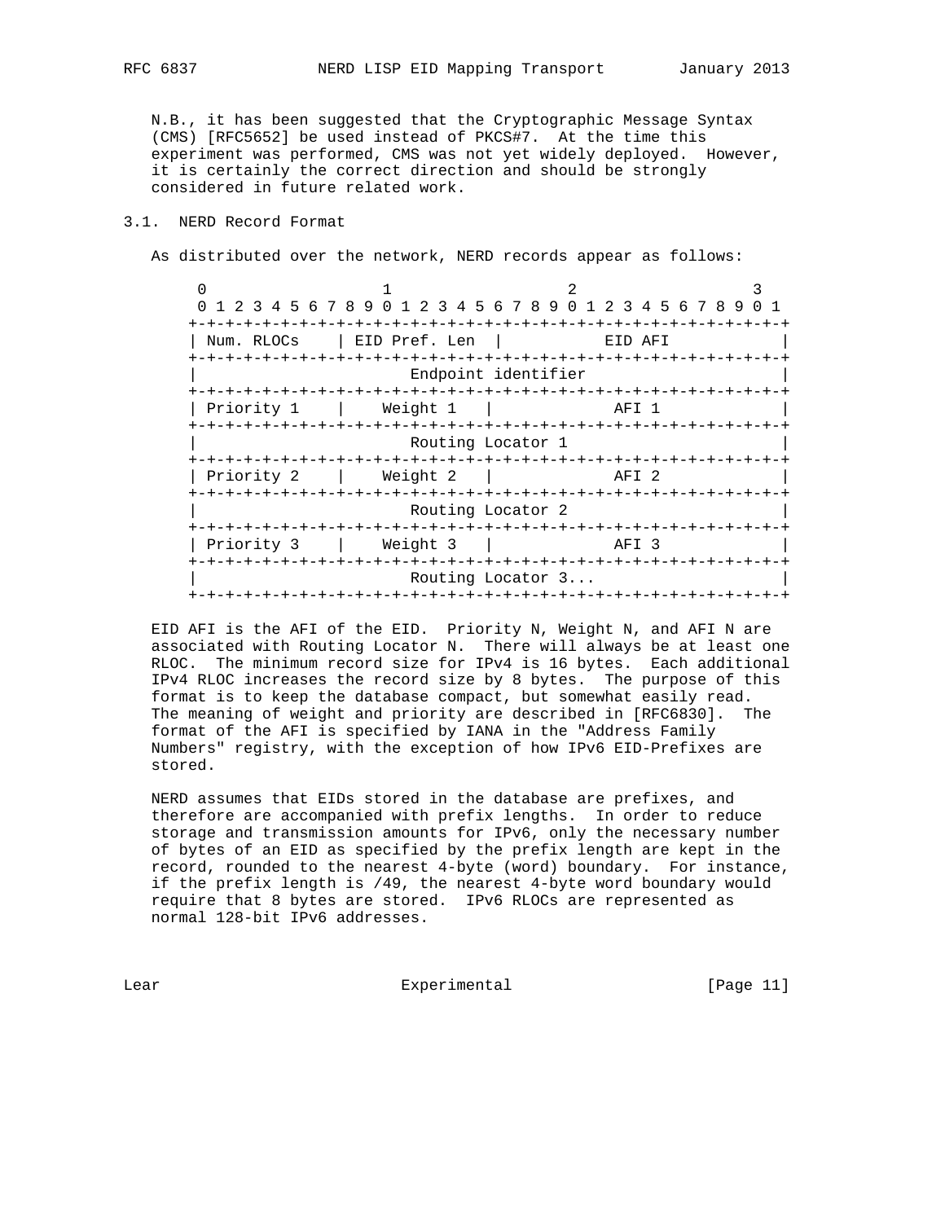N.B., it has been suggested that the Cryptographic Message Syntax (CMS) [RFC5652] be used instead of PKCS#7. At the time this experiment was performed, CMS was not yet widely deployed. However, it is certainly the correct direction and should be strongly considered in future related work.

### 3.1. NERD Record Format

As distributed over the network, NERD records appear as follows:

```
 0                   1                   2                   3
 0 1 2 3 4 5 6 7 8 9 0 1 2 3 4 5 6 7 8 9 0 1 2 3 4 5 6 7 8 9 0 1
+-+-+-+-+-+-+-+-+-+-+-+-+-+-+-+-+-+-+-+-+-+-+-+-+-+-+-+-+-+-+-+-+
| Num. RLOCs    | EID Pref. Len |           EID AFI             |
+-+-+-+-+-+-+-+-+-+-+-+-+-+-+-+-+-+-+-+-+-+-+-+-+-+-+-+-+-+-+-+-+
|                      Endpoint identifier                      |
+-+-+-+-+-+-+-+-+-+-+-+-+-+-+-+-+-+-+-+-+-+-+-+-+-+-+-+-+-+-+-+-+
| Priority 1    |    Weight 1   |            AFI 1              |
+-+-+-+-+-+-+-+-+-+-+-+-+-+-+-+-+-+-+-+-+-+-+-+-+-+-+-+-+-+-+-+-+
|                      Routing Locator 1                        |
+-+-+-+-+-+-+-+-+-+-+-+-+-+-+-+-+-+-+-+-+-+-+-+-+-+-+-+-+-+-+-+-+
| Priority 2    |    Weight 2   |            AFI 2              |
+-+-+-+-+-+-+-+-+-+-+-+-+-+-+-+-+-+-+-+-+-+-+-+-+-+-+-+-+-+-+-+-+
|                      Routing Locator 2                        |
+-+-+-+-+-+-+-+-+-+-+-+-+-+-+-+-+-+-+-+-+-+-+-+-+-+-+-+-+-+-+-+-+
| Priority 3    |    Weight 3   |            AFI 3              |
+-+-+-+-+-+-+-+-+-+-+-+-+-+-+-+-+-+-+-+-+-+-+-+-+-+-+-+-+-+-+-+-+
|                      Routing Locator 3...                     |
+-+-+-+-+-+-+-+-+-+-+-+-+-+-+-+-+-+-+-+-+-+-+-+-+-+-+-+-+-+-+-+-+
```

EID AFI is the AFI of the EID. Priority N, Weight N, and AFI N are associated with Routing Locator N. There will always be at least one RLOC. The minimum record size for IPv4 is 16 bytes. Each additional IPv4 RLOC increases the record size by 8 bytes. The purpose of this format is to keep the database compact, but somewhat easily read. The meaning of weight and priority are described in [RFC6830]. The format of the AFI is specified by IANA in the "Address Family Numbers" registry, with the exception of how IPv6 EID-Prefixes are stored.

NERD assumes that EIDs stored in the database are prefixes, and therefore are accompanied with prefix lengths. In order to reduce storage and transmission amounts for IPv6, only the necessary number of bytes of an EID as specified by the prefix length are kept in the record, rounded to the nearest 4-byte (word) boundary. For instance, if the prefix length is /49, the nearest 4-byte word boundary would require that 8 bytes are stored. IPv6 RLOCs are represented as normal 128-bit IPv6 addresses.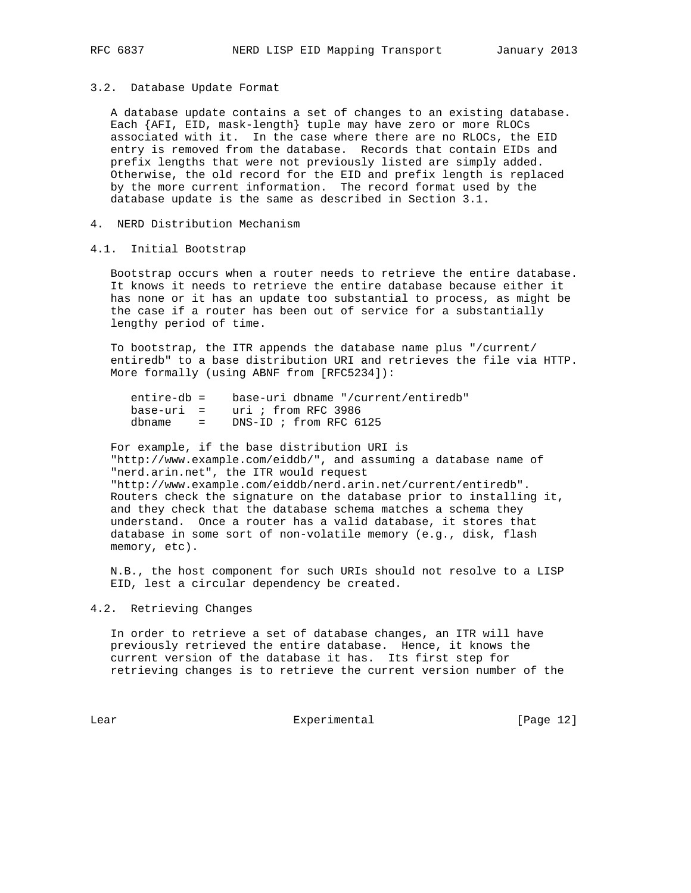### 3.2. Database Update Format

A database update contains a set of changes to an existing database. Each {AFI, EID, mask-length} tuple may have zero or more RLOCs associated with it. In the case where there are no RLOCs, the EID entry is removed from the database. Records that contain EIDs and prefix lengths that were not previously listed are simply added. Otherwise, the old record for the EID and prefix length is replaced by the more current information. The record format used by the database update is the same as described in Section 3.1.

## 4. NERD Distribution Mechanism

### 4.1. Initial Bootstrap

Bootstrap occurs when a router needs to retrieve the entire database. It knows it needs to retrieve the entire database because either it has none or it has an update too substantial to process, as might be the case if a router has been out of service for a substantially lengthy period of time.

To bootstrap, the ITR appends the database name plus "/current/entiredb" to a base distribution URI and retrieves the file via HTTP. More formally (using ABNF from [RFC5234]):

```
entire-db =    base-uri dbname "/current/entiredb"
base-uri  =    uri ; from RFC 3986
dbname    =    DNS-ID ; from RFC 6125
```

For example, if the base distribution URI is "http://www.example.com/eiddb/", and assuming a database name of "nerd.arin.net", the ITR would request "http://www.example.com/eiddb/nerd.arin.net/current/entiredb". Routers check the signature on the database prior to installing it, and they check that the database schema matches a schema they understand. Once a router has a valid database, it stores that database in some sort of non-volatile memory (e.g., disk, flash memory, etc).

N.B., the host component for such URIs should not resolve to a LISP EID, lest a circular dependency be created.

### 4.2. Retrieving Changes

In order to retrieve a set of database changes, an ITR will have previously retrieved the entire database. Hence, it knows the current version of the database it has. Its first step for retrieving changes is to retrieve the current version number of the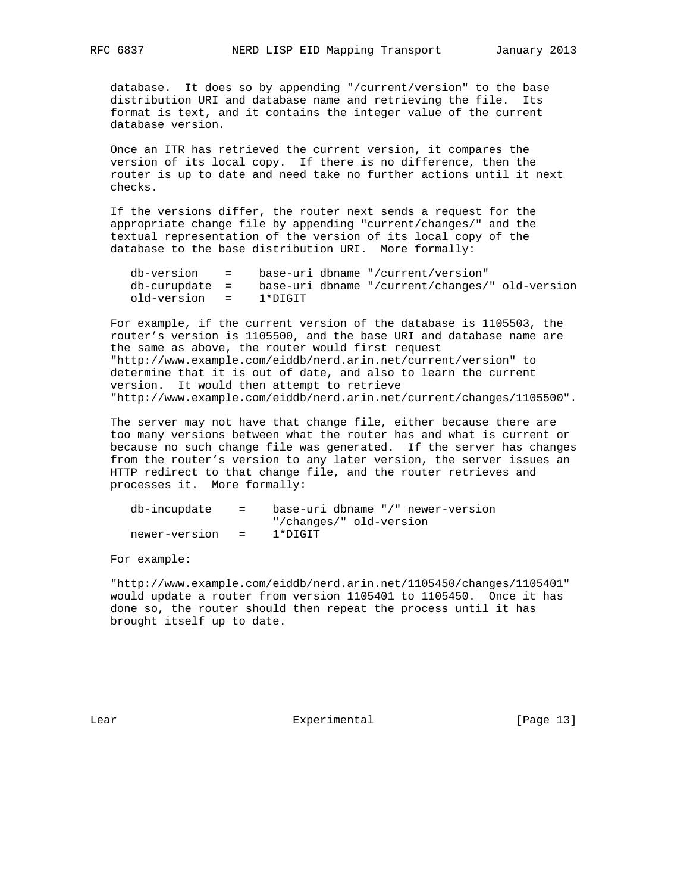database. It does so by appending "/current/version" to the base distribution URI and database name and retrieving the file. Its format is text, and it contains the integer value of the current database version.

Once an ITR has retrieved the current version, it compares the version of its local copy. If there is no difference, then the router is up to date and need take no further actions until it next checks.

If the versions differ, the router next sends a request for the appropriate change file by appending "current/changes/" and the textual representation of the version of its local copy of the database to the base distribution URI. More formally:

```
db-version    =    base-uri dbname "/current/version"
db-curupdate  =    base-uri dbname "/current/changes/" old-version
old-version   =    1*DIGIT
```

For example, if the current version of the database is 1105503, the router's version is 1105500, and the base URI and database name are the same as above, the router would first request "http://www.example.com/eiddb/nerd.arin.net/current/version" to determine that it is out of date, and also to learn the current version. It would then attempt to retrieve "http://www.example.com/eiddb/nerd.arin.net/current/changes/1105500".

The server may not have that change file, either because there are too many versions between what the router has and what is current or because no such change file was generated. If the server has changes from the router's version to any later version, the server issues an HTTP redirect to that change file, and the router retrieves and processes it. More formally:

```
db-incupdate    =    base-uri dbname "/" newer-version
                     "/changes/" old-version
newer-version   =    1*DIGIT
```

For example:

"http://www.example.com/eiddb/nerd.arin.net/1105450/changes/1105401" would update a router from version 1105401 to 1105450. Once it has done so, the router should then repeat the process until it has brought itself up to date.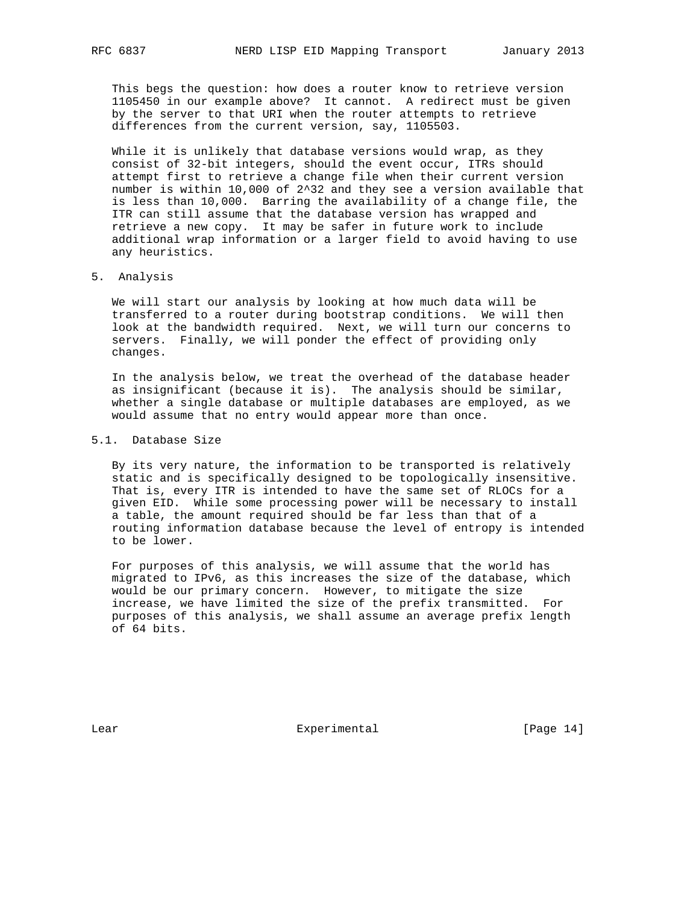This begs the question: how does a router know to retrieve version 1105450 in our example above? It cannot. A redirect must be given by the server to that URI when the router attempts to retrieve differences from the current version, say, 1105503.

While it is unlikely that database versions would wrap, as they consist of 32-bit integers, should the event occur, ITRs should attempt first to retrieve a change file when their current version number is within 10,000 of $2^{32}$ and they see a version available that is less than 10,000. Barring the availability of a change file, the ITR can still assume that the database version has wrapped and retrieve a new copy. It may be safer in future work to include additional wrap information or a larger field to avoid having to use any heuristics.

## 5. Analysis

We will start our analysis by looking at how much data will be transferred to a router during bootstrap conditions. We will then look at the bandwidth required. Next, we will turn our concerns to servers. Finally, we will ponder the effect of providing only changes.

In the analysis below, we treat the overhead of the database header as insignificant (because it is). The analysis should be similar, whether a single database or multiple databases are employed, as we would assume that no entry would appear more than once.

### 5.1. Database Size

By its very nature, the information to be transported is relatively static and is specifically designed to be topologically insensitive. That is, every ITR is intended to have the same set of RLOCs for a given EID. While some processing power will be necessary to install a table, the amount required should be far less than that of a routing information database because the level of entropy is intended to be lower.

For purposes of this analysis, we will assume that the world has migrated to IPv6, as this increases the size of the database, which would be our primary concern. However, to mitigate the size increase, we have limited the size of the prefix transmitted. For purposes of this analysis, we shall assume an average prefix length of 64 bits.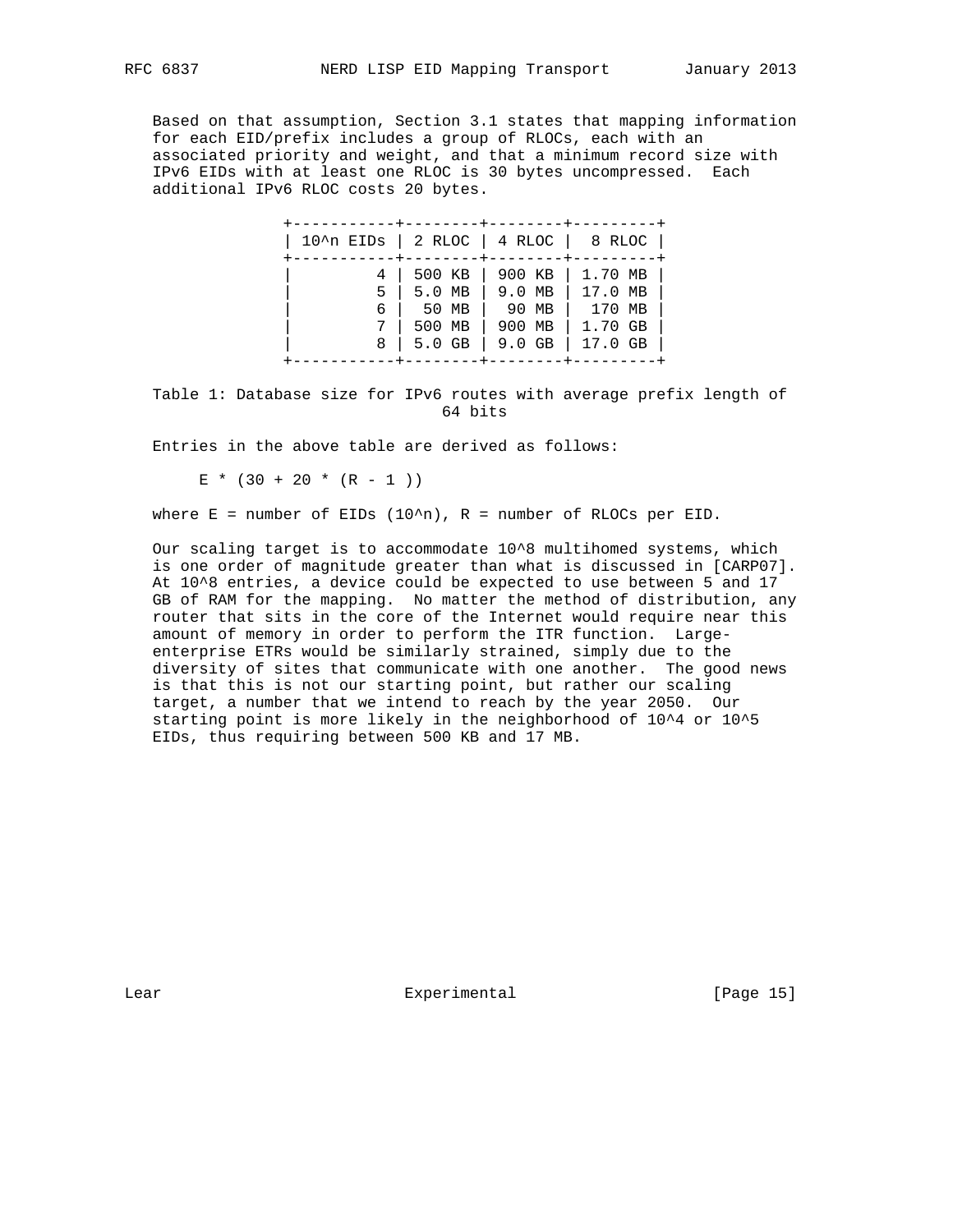Based on that assumption, Section 3.1 states that mapping information for each EID/prefix includes a group of RLOCs, each with an associated priority and weight, and that a minimum record size with IPv6 EIDs with at least one RLOC is 30 bytes uncompressed. Each additional IPv6 RLOC costs 20 bytes.

| 10^n EIDs | 2 RLOC | 4 RLOC | 8 RLOC |
|---|---|---|---|
| 4 | 500 KB | 900 KB | 1.70 MB |
| 5 | 5.0 MB | 9.0 MB | 17.0 MB |
| 6 | 50 MB | 90 MB | 170 MB |
| 7 | 500 MB | 900 MB | 1.70 GB |
| 8 | 5.0 GB | 9.0 GB | 17.0 GB |

Table 1: Database size for IPv6 routes with average prefix length of 64 bits

Entries in the above table are derived as follows:

$$E * (30 + 20 * (R - 1))$$

where E = number of EIDs ($10^n$), R = number of RLOCs per EID.

Our scaling target is to accommodate $10^8$ multihomed systems, which is one order of magnitude greater than what is discussed in [CARP07]. At $10^8$ entries, a device could be expected to use between 5 and 17 GB of RAM for the mapping. No matter the method of distribution, any router that sits in the core of the Internet would require near this amount of memory in order to perform the ITR function. Large-enterprise ETRs would be similarly strained, simply due to the diversity of sites that communicate with one another. The good news is that this is not our starting point, but rather our scaling target, a number that we intend to reach by the year 2050. Our starting point is more likely in the neighborhood of $10^4$ or $10^5$ EIDs, thus requiring between 500 KB and 17 MB.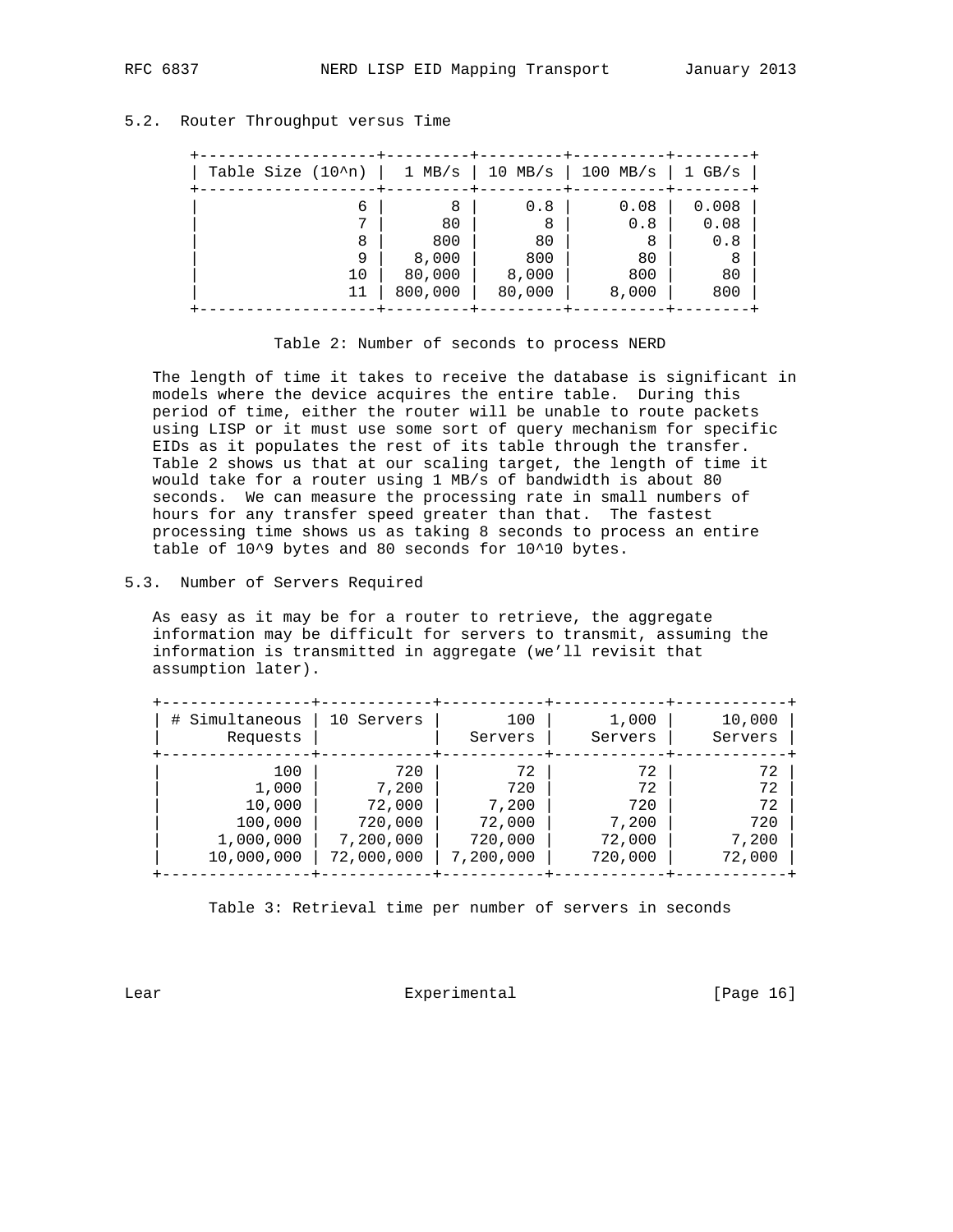## 5.2. Router Throughput versus Time

| Table Size (10^n) | 1 MB/s | 10 MB/s | 100 MB/s | 1 GB/s |
|---|---|---|---|---|
| 6 | 8 | 0.8 | 0.08 | 0.008 |
| 7 | 80 | 8 | 0.8 | 0.08 |
| 8 | 800 | 80 | 8 | 0.8 |
| 9 | 8,000 | 800 | 80 | 8 |
| 10 | 80,000 | 8,000 | 800 | 80 |
| 11 | 800,000 | 80,000 | 8,000 | 800 |

Table 2: Number of seconds to process NERD

The length of time it takes to receive the database is significant in models where the device acquires the entire table. During this period of time, either the router will be unable to route packets using LISP or it must use some sort of query mechanism for specific EIDs as it populates the rest of its table through the transfer. Table 2 shows us that at our scaling target, the length of time it would take for a router using 1 MB/s of bandwidth is about 80 seconds. We can measure the processing rate in small numbers of hours for any transfer speed greater than that. The fastest processing time shows us as taking 8 seconds to process an entire table of $10^9$ bytes and 80 seconds for $10^{10}$ bytes.

## 5.3. Number of Servers Required

As easy as it may be for a router to retrieve, the aggregate information may be difficult for servers to transmit, assuming the information is transmitted in aggregate (we'll revisit that assumption later).

| # Simultaneous Requests | 10 Servers | 100 Servers | 1,000 Servers | 10,000 Servers |
|---|---|---|---|---|
| 100 | 720 | 72 | 72 | 72 |
| 1,000 | 7,200 | 720 | 72 | 72 |
| 10,000 | 72,000 | 7,200 | 720 | 72 |
| 100,000 | 720,000 | 72,000 | 7,200 | 720 |
| 1,000,000 | 7,200,000 | 720,000 | 72,000 | 7,200 |
| 10,000,000 | 72,000,000 | 7,200,000 | 720,000 | 72,000 |

Table 3: Retrieval time per number of servers in seconds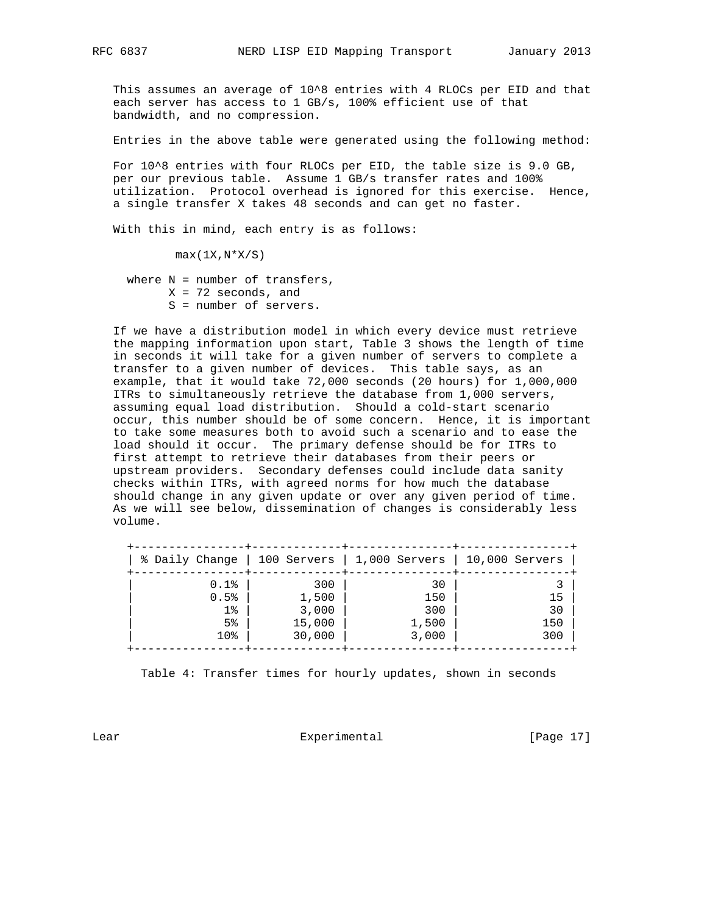This assumes an average of $10^8$ entries with 4 RLOCs per EID and that each server has access to 1 GB/s, 100% efficient use of that bandwidth, and no compression.

Entries in the above table were generated using the following method:

For $10^8$ entries with four RLOCs per EID, the table size is 9.0 GB, per our previous table. Assume 1 GB/s transfer rates and 100% utilization. Protocol overhead is ignored for this exercise. Hence, a single transfer X takes 48 seconds and can get no faster.

With this in mind, each entry is as follows:

$$\max(1X, N*X/S)$$

where N = number of transfers,
X = 72 seconds, and
S = number of servers.

If we have a distribution model in which every device must retrieve the mapping information upon start, Table 3 shows the length of time in seconds it will take for a given number of servers to complete a transfer to a given number of devices. This table says, as an example, that it would take 72,000 seconds (20 hours) for 1,000,000 ITRs to simultaneously retrieve the database from 1,000 servers, assuming equal load distribution. Should a cold-start scenario occur, this number should be of some concern. Hence, it is important to take some measures both to avoid such a scenario and to ease the load should it occur. The primary defense should be for ITRs to first attempt to retrieve their databases from their peers or upstream providers. Secondary defenses could include data sanity checks within ITRs, with agreed norms for how much the database should change in any given update or over any given period of time. As we will see below, dissemination of changes is considerably less volume.

| % Daily Change | 100 Servers | 1,000 Servers | 10,000 Servers |
|---:|---:|---:|---:|
| 0.1% | 300 | 30 | 3 |
| 0.5% | 1,500 | 150 | 15 |
| 1% | 3,000 | 300 | 30 |
| 5% | 15,000 | 1,500 | 150 |
| 10% | 30,000 | 3,000 | 300 |

Table 4: Transfer times for hourly updates, shown in seconds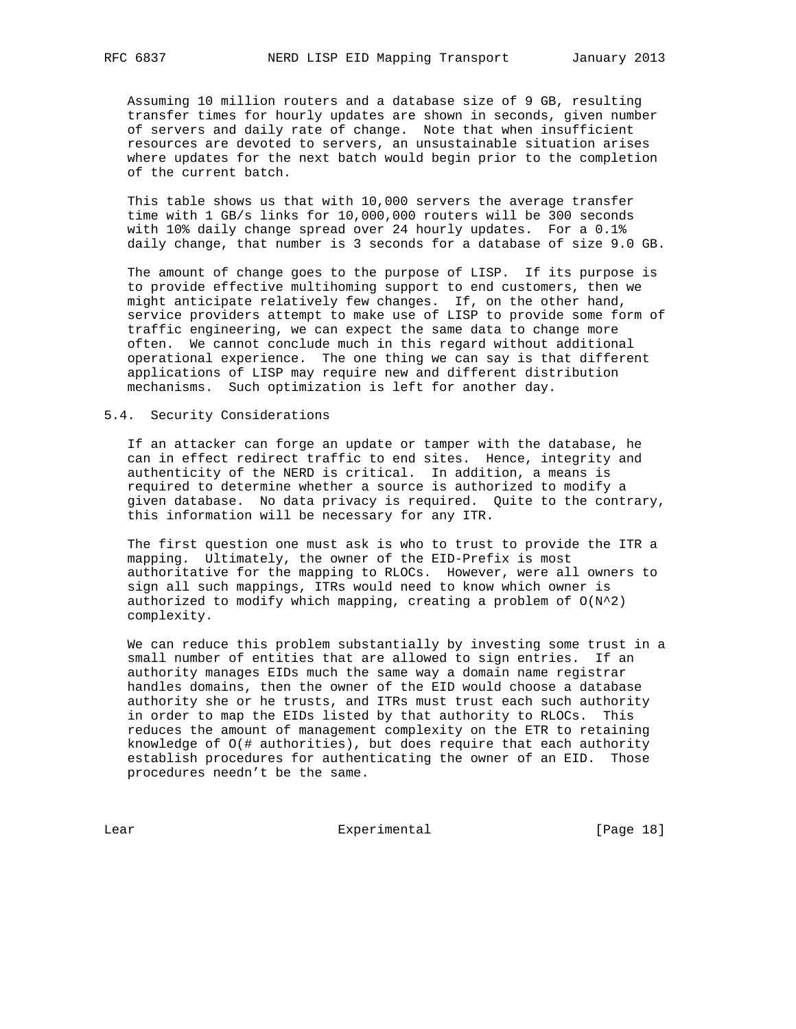Assuming 10 million routers and a database size of 9 GB, resulting transfer times for hourly updates are shown in seconds, given number of servers and daily rate of change. Note that when insufficient resources are devoted to servers, an unsustainable situation arises where updates for the next batch would begin prior to the completion of the current batch.

This table shows us that with 10,000 servers the average transfer time with 1 GB/s links for 10,000,000 routers will be 300 seconds with 10% daily change spread over 24 hourly updates. For a 0.1% daily change, that number is 3 seconds for a database of size 9.0 GB.

The amount of change goes to the purpose of LISP. If its purpose is to provide effective multihoming support to end customers, then we might anticipate relatively few changes. If, on the other hand, service providers attempt to make use of LISP to provide some form of traffic engineering, we can expect the same data to change more often. We cannot conclude much in this regard without additional operational experience. The one thing we can say is that different applications of LISP may require new and different distribution mechanisms. Such optimization is left for another day.

### 5.4. Security Considerations

If an attacker can forge an update or tamper with the database, he can in effect redirect traffic to end sites. Hence, integrity and authenticity of the NERD is critical. In addition, a means is required to determine whether a source is authorized to modify a given database. No data privacy is required. Quite to the contrary, this information will be necessary for any ITR.

The first question one must ask is who to trust to provide the ITR a mapping. Ultimately, the owner of the EID-Prefix is most authoritative for the mapping to RLOCs. However, were all owners to sign all such mappings, ITRs would need to know which owner is authorized to modify which mapping, creating a problem of $O(N^2)$ complexity.

We can reduce this problem substantially by investing some trust in a small number of entities that are allowed to sign entries. If an authority manages EIDs much the same way a domain name registrar handles domains, then the owner of the EID would choose a database authority she or he trusts, and ITRs must trust each such authority in order to map the EIDs listed by that authority to RLOCs. This reduces the amount of management complexity on the ETR to retaining knowledge of O(# authorities), but does require that each authority establish procedures for authenticating the owner of an EID. Those procedures needn't be the same.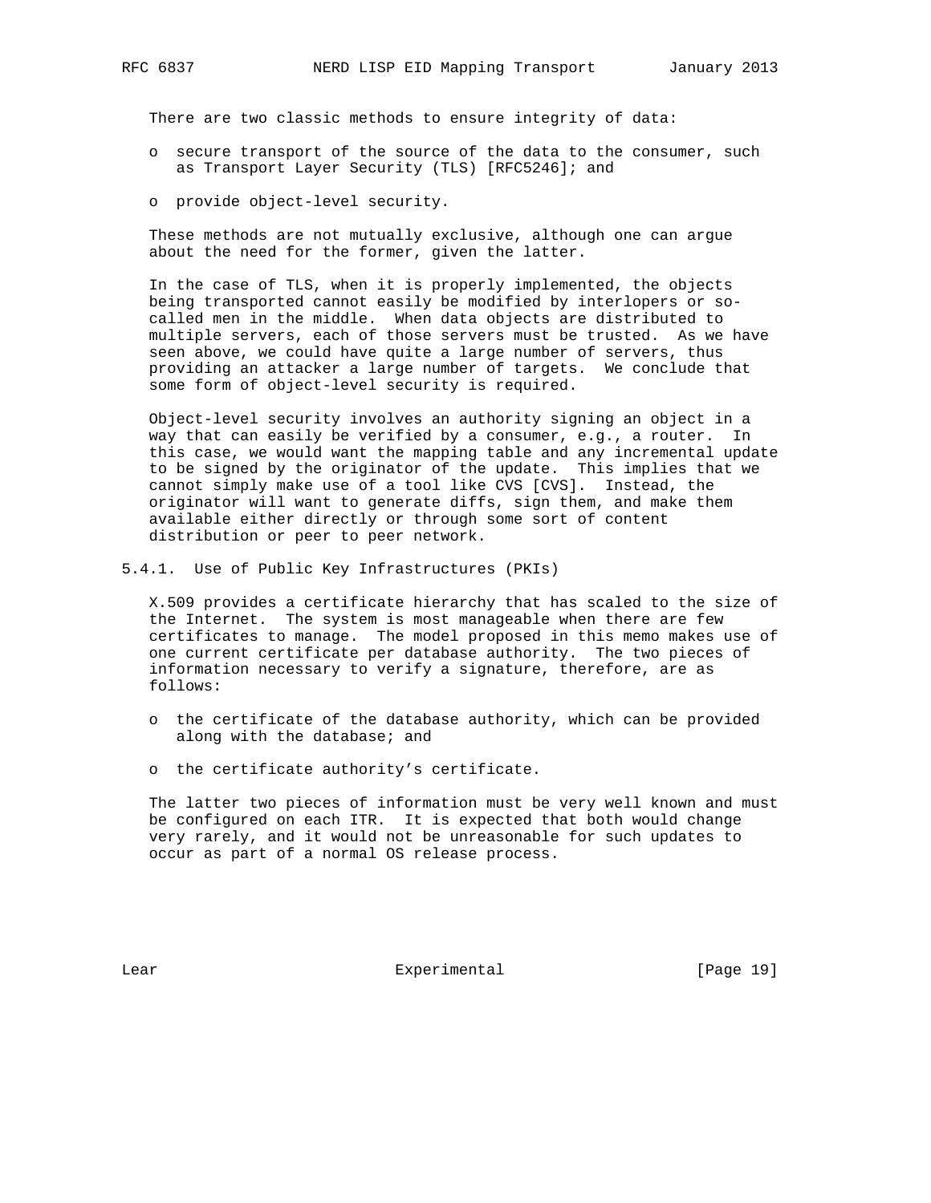There are two classic methods to ensure integrity of data:

- secure transport of the source of the data to the consumer, such as Transport Layer Security (TLS) [RFC5246]; and
- provide object-level security.

These methods are not mutually exclusive, although one can argue about the need for the former, given the latter.

In the case of TLS, when it is properly implemented, the objects being transported cannot easily be modified by interlopers or so-called men in the middle. When data objects are distributed to multiple servers, each of those servers must be trusted. As we have seen above, we could have quite a large number of servers, thus providing an attacker a large number of targets. We conclude that some form of object-level security is required.

Object-level security involves an authority signing an object in a way that can easily be verified by a consumer, e.g., a router. In this case, we would want the mapping table and any incremental update to be signed by the originator of the update. This implies that we cannot simply make use of a tool like CVS [CVS]. Instead, the originator will want to generate diffs, sign them, and make them available either directly or through some sort of content distribution or peer to peer network.

### 5.4.1. Use of Public Key Infrastructures (PKIs)

X.509 provides a certificate hierarchy that has scaled to the size of the Internet. The system is most manageable when there are few certificates to manage. The model proposed in this memo makes use of one current certificate per database authority. The two pieces of information necessary to verify a signature, therefore, are as follows:

- the certificate of the database authority, which can be provided along with the database; and
- the certificate authority's certificate.

The latter two pieces of information must be very well known and must be configured on each ITR. It is expected that both would change very rarely, and it would not be unreasonable for such updates to occur as part of a normal OS release process.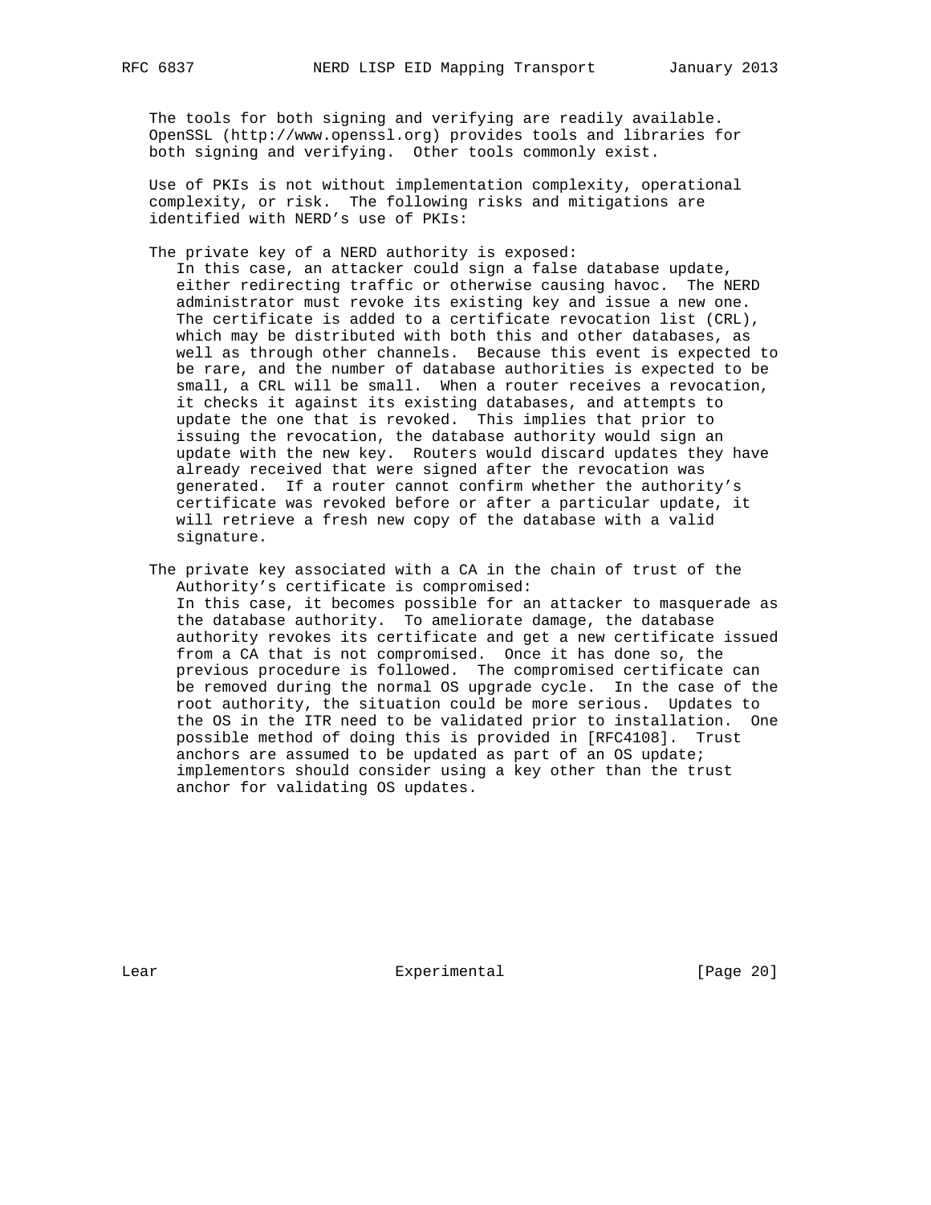The tools for both signing and verifying are readily available. OpenSSL (http://www.openssl.org) provides tools and libraries for both signing and verifying. Other tools commonly exist.

Use of PKIs is not without implementation complexity, operational complexity, or risk. The following risks and mitigations are identified with NERD's use of PKIs:

The private key of a NERD authority is exposed:
: In this case, an attacker could sign a false database update, either redirecting traffic or otherwise causing havoc. The NERD administrator must revoke its existing key and issue a new one. The certificate is added to a certificate revocation list (CRL), which may be distributed with both this and other databases, as well as through other channels. Because this event is expected to be rare, and the number of database authorities is expected to be small, a CRL will be small. When a router receives a revocation, it checks it against its existing databases, and attempts to update the one that is revoked. This implies that prior to issuing the revocation, the database authority would sign an update with the new key. Routers would discard updates they have already received that were signed after the revocation was generated. If a router cannot confirm whether the authority's certificate was revoked before or after a particular update, it will retrieve a fresh new copy of the database with a valid signature.

The private key associated with a CA in the chain of trust of the Authority's certificate is compromised:
: In this case, it becomes possible for an attacker to masquerade as the database authority. To ameliorate damage, the database authority revokes its certificate and get a new certificate issued from a CA that is not compromised. Once it has done so, the previous procedure is followed. The compromised certificate can be removed during the normal OS upgrade cycle. In the case of the root authority, the situation could be more serious. Updates to the OS in the ITR need to be validated prior to installation. One possible method of doing this is provided in [RFC4108]. Trust anchors are assumed to be updated as part of an OS update; implementors should consider using a key other than the trust anchor for validating OS updates.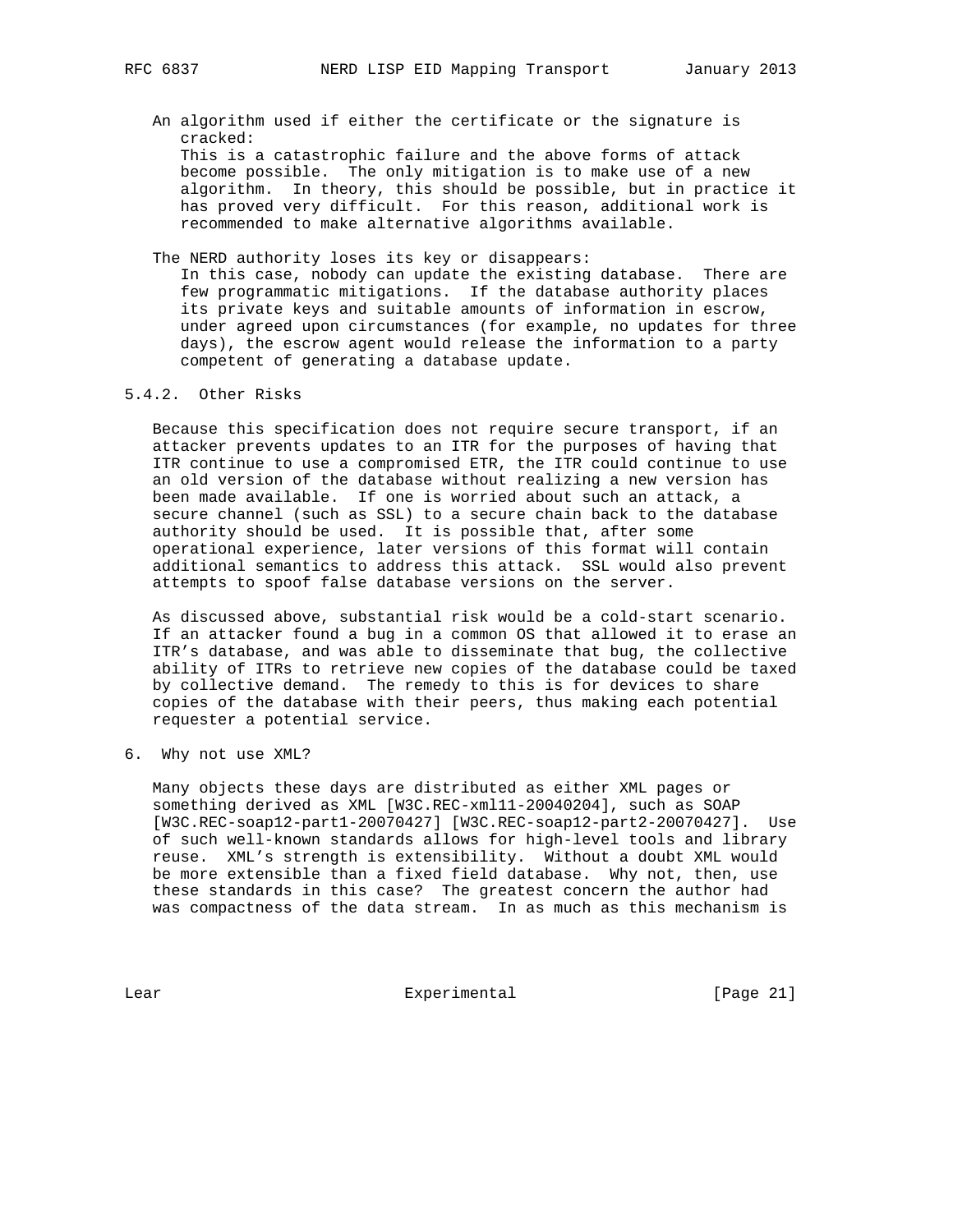An algorithm used if either the certificate or the signature is cracked:
This is a catastrophic failure and the above forms of attack become possible. The only mitigation is to make use of a new algorithm. In theory, this should be possible, but in practice it has proved very difficult. For this reason, additional work is recommended to make alternative algorithms available.

The NERD authority loses its key or disappears:
In this case, nobody can update the existing database. There are few programmatic mitigations. If the database authority places its private keys and suitable amounts of information in escrow, under agreed upon circumstances (for example, no updates for three days), the escrow agent would release the information to a party competent of generating a database update.

### 5.4.2. Other Risks

Because this specification does not require secure transport, if an attacker prevents updates to an ITR for the purposes of having that ITR continue to use a compromised ETR, the ITR could continue to use an old version of the database without realizing a new version has been made available. If one is worried about such an attack, a secure channel (such as SSL) to a secure chain back to the database authority should be used. It is possible that, after some operational experience, later versions of this format will contain additional semantics to address this attack. SSL would also prevent attempts to spoof false database versions on the server.

As discussed above, substantial risk would be a cold-start scenario. If an attacker found a bug in a common OS that allowed it to erase an ITR's database, and was able to disseminate that bug, the collective ability of ITRs to retrieve new copies of the database could be taxed by collective demand. The remedy to this is for devices to share copies of the database with their peers, thus making each potential requester a potential service.

## 6. Why not use XML?

Many objects these days are distributed as either XML pages or something derived as XML [W3C.REC-xml11-20040204], such as SOAP [W3C.REC-soap12-part1-20070427] [W3C.REC-soap12-part2-20070427]. Use of such well-known standards allows for high-level tools and library reuse. XML's strength is extensibility. Without a doubt XML would be more extensible than a fixed field database. Why not, then, use these standards in this case? The greatest concern the author had was compactness of the data stream. In as much as this mechanism is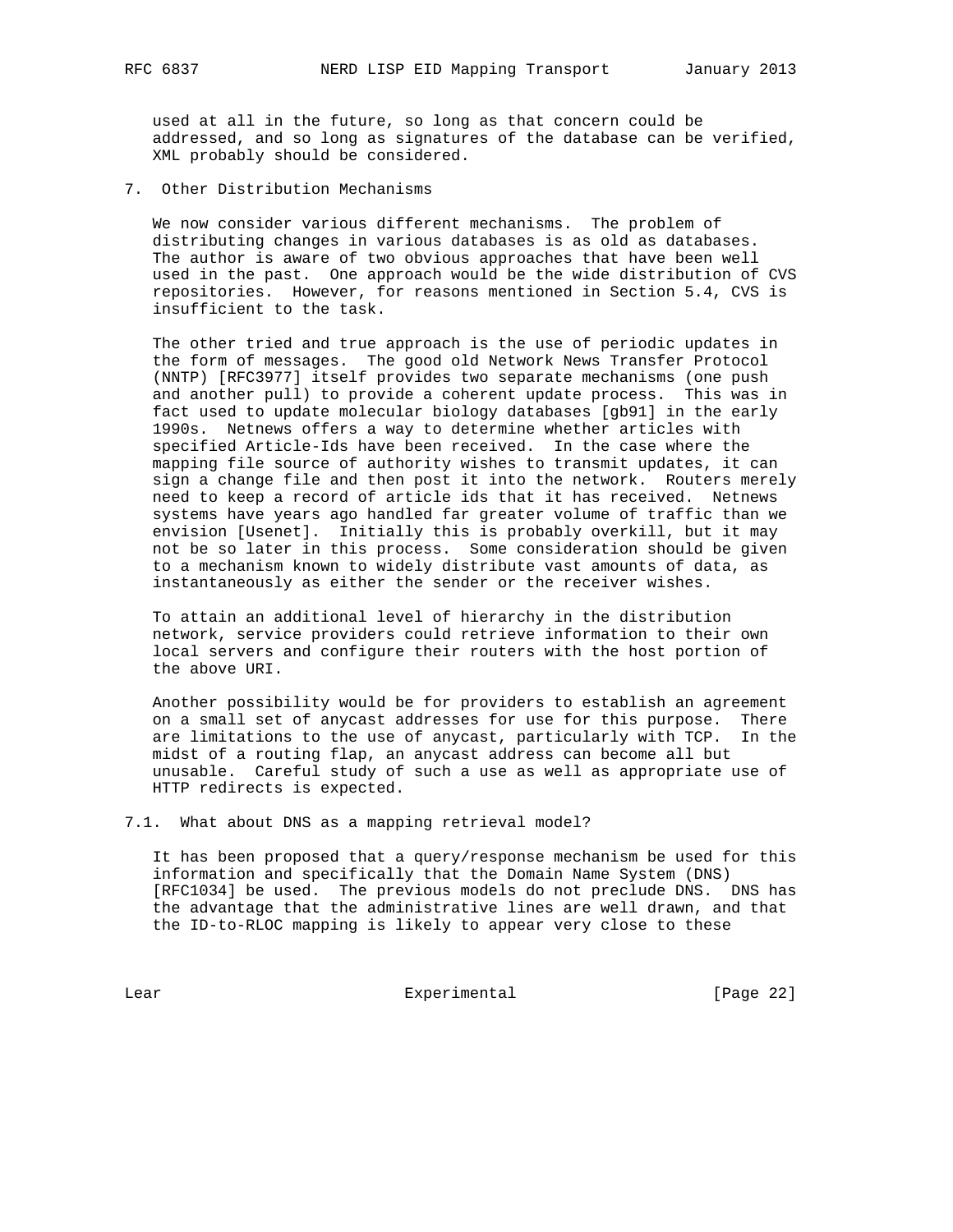used at all in the future, so long as that concern could be addressed, and so long as signatures of the database can be verified, XML probably should be considered.

## 7. Other Distribution Mechanisms

We now consider various different mechanisms. The problem of distributing changes in various databases is as old as databases. The author is aware of two obvious approaches that have been well used in the past. One approach would be the wide distribution of CVS repositories. However, for reasons mentioned in Section 5.4, CVS is insufficient to the task.

The other tried and true approach is the use of periodic updates in the form of messages. The good old Network News Transfer Protocol (NNTP) [RFC3977] itself provides two separate mechanisms (one push and another pull) to provide a coherent update process. This was in fact used to update molecular biology databases [gb91] in the early 1990s. Netnews offers a way to determine whether articles with specified Article-Ids have been received. In the case where the mapping file source of authority wishes to transmit updates, it can sign a change file and then post it into the network. Routers merely need to keep a record of article ids that it has received. Netnews systems have years ago handled far greater volume of traffic than we envision [Usenet]. Initially this is probably overkill, but it may not be so later in this process. Some consideration should be given to a mechanism known to widely distribute vast amounts of data, as instantaneously as either the sender or the receiver wishes.

To attain an additional level of hierarchy in the distribution network, service providers could retrieve information to their own local servers and configure their routers with the host portion of the above URI.

Another possibility would be for providers to establish an agreement on a small set of anycast addresses for use for this purpose. There are limitations to the use of anycast, particularly with TCP. In the midst of a routing flap, an anycast address can become all but unusable. Careful study of such a use as well as appropriate use of HTTP redirects is expected.

### 7.1. What about DNS as a mapping retrieval model?

It has been proposed that a query/response mechanism be used for this information and specifically that the Domain Name System (DNS) [RFC1034] be used. The previous models do not preclude DNS. DNS has the advantage that the administrative lines are well drawn, and that the ID-to-RLOC mapping is likely to appear very close to these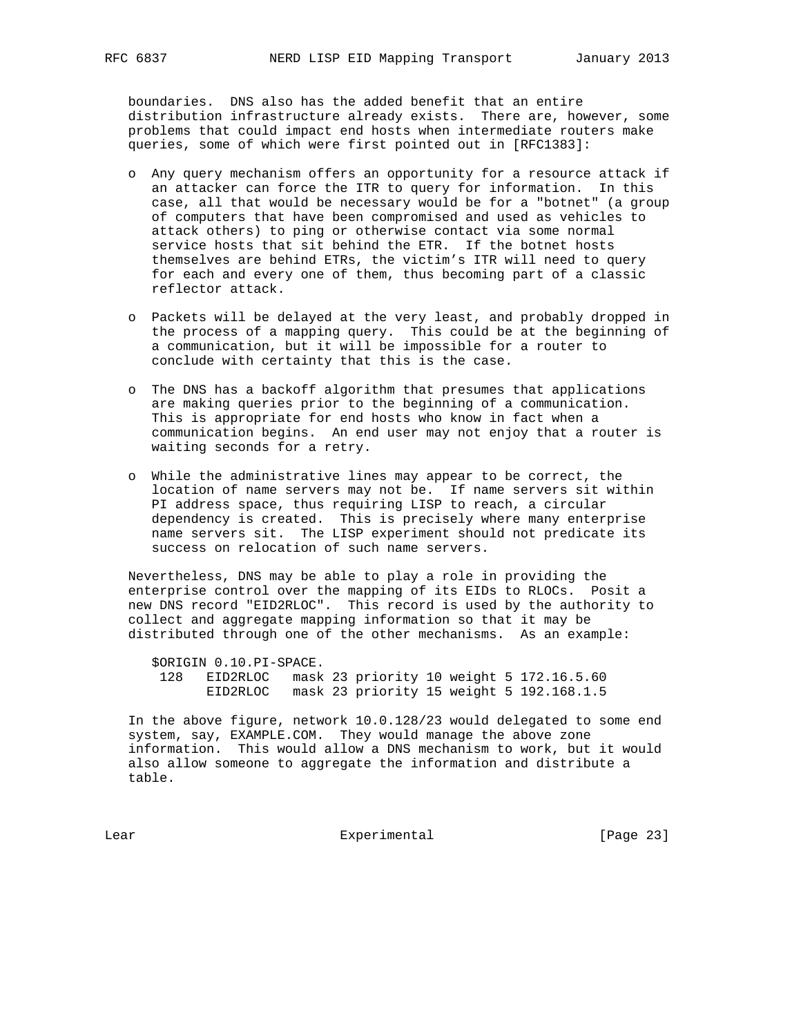boundaries. DNS also has the added benefit that an entire distribution infrastructure already exists. There are, however, some problems that could impact end hosts when intermediate routers make queries, some of which were first pointed out in [RFC1383]:

- Any query mechanism offers an opportunity for a resource attack if an attacker can force the ITR to query for information. In this case, all that would be necessary would be for a "botnet" (a group of computers that have been compromised and used as vehicles to attack others) to ping or otherwise contact via some normal service hosts that sit behind the ETR. If the botnet hosts themselves are behind ETRs, the victim's ITR will need to query for each and every one of them, thus becoming part of a classic reflector attack.

- Packets will be delayed at the very least, and probably dropped in the process of a mapping query. This could be at the beginning of a communication, but it will be impossible for a router to conclude with certainty that this is the case.

- The DNS has a backoff algorithm that presumes that applications are making queries prior to the beginning of a communication. This is appropriate for end hosts who know in fact when a communication begins. An end user may not enjoy that a router is waiting seconds for a retry.

- While the administrative lines may appear to be correct, the location of name servers may not be. If name servers sit within PI address space, thus requiring LISP to reach, a circular dependency is created. This is precisely where many enterprise name servers sit. The LISP experiment should not predicate its success on relocation of such name servers.

Nevertheless, DNS may be able to play a role in providing the enterprise control over the mapping of its EIDs to RLOCs. Posit a new DNS record "EID2RLOC". This record is used by the authority to collect and aggregate mapping information so that it may be distributed through one of the other mechanisms. As an example:

```
$ORIGIN 0.10.PI-SPACE.
 128   EID2RLOC   mask 23 priority 10 weight 5 172.16.5.60
       EID2RLOC   mask 23 priority 15 weight 5 192.168.1.5
```

In the above figure, network 10.0.128/23 would delegated to some end system, say, EXAMPLE.COM. They would manage the above zone information. This would allow a DNS mechanism to work, but it would also allow someone to aggregate the information and distribute a table.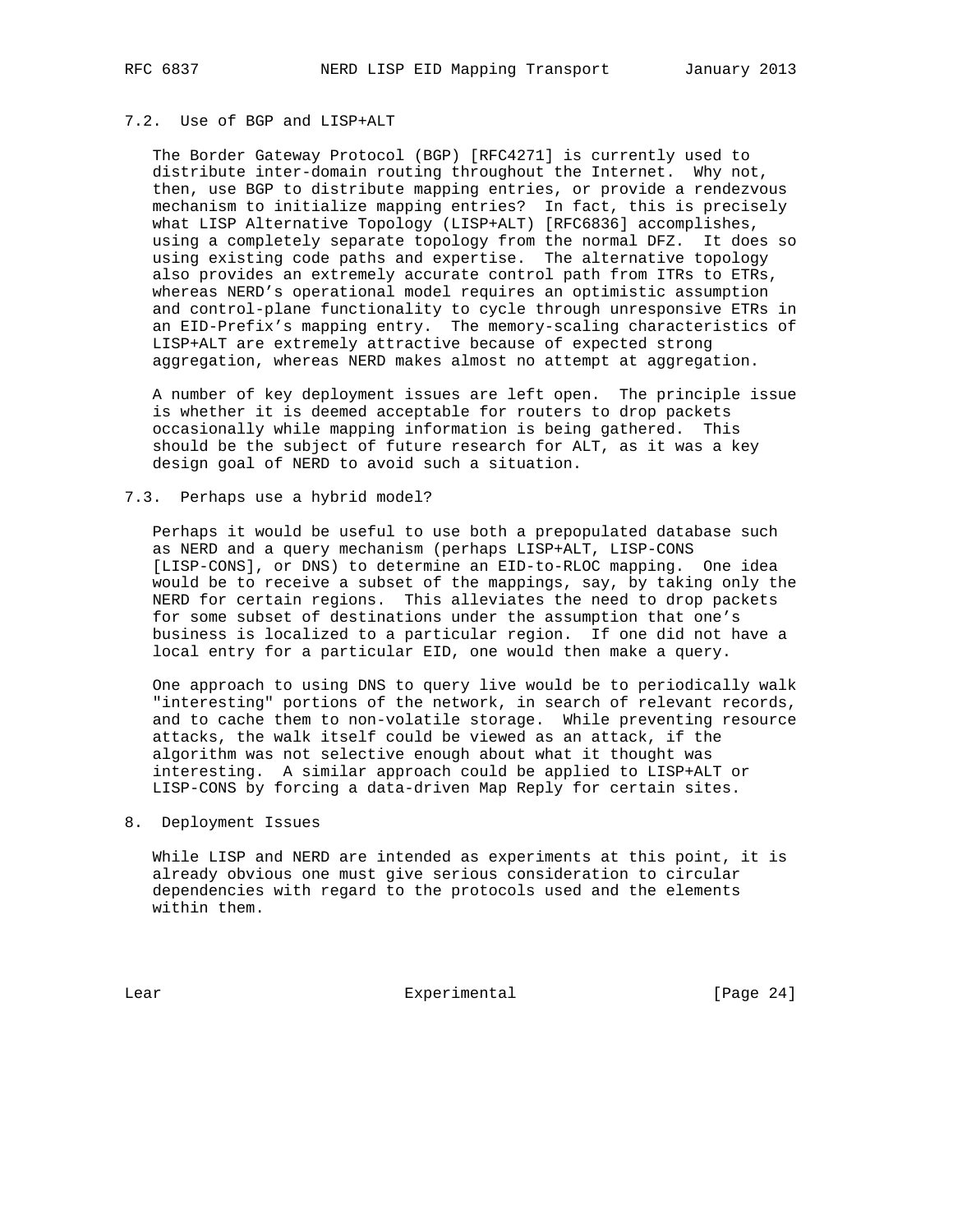### 7.2. Use of BGP and LISP+ALT

The Border Gateway Protocol (BGP) [RFC4271] is currently used to distribute inter-domain routing throughout the Internet. Why not, then, use BGP to distribute mapping entries, or provide a rendezvous mechanism to initialize mapping entries? In fact, this is precisely what LISP Alternative Topology (LISP+ALT) [RFC6836] accomplishes, using a completely separate topology from the normal DFZ. It does so using existing code paths and expertise. The alternative topology also provides an extremely accurate control path from ITRs to ETRs, whereas NERD's operational model requires an optimistic assumption and control-plane functionality to cycle through unresponsive ETRs in an EID-Prefix's mapping entry. The memory-scaling characteristics of LISP+ALT are extremely attractive because of expected strong aggregation, whereas NERD makes almost no attempt at aggregation.

A number of key deployment issues are left open. The principle issue is whether it is deemed acceptable for routers to drop packets occasionally while mapping information is being gathered. This should be the subject of future research for ALT, as it was a key design goal of NERD to avoid such a situation.

### 7.3. Perhaps use a hybrid model?

Perhaps it would be useful to use both a prepopulated database such as NERD and a query mechanism (perhaps LISP+ALT, LISP-CONS [LISP-CONS], or DNS) to determine an EID-to-RLOC mapping. One idea would be to receive a subset of the mappings, say, by taking only the NERD for certain regions. This alleviates the need to drop packets for some subset of destinations under the assumption that one's business is localized to a particular region. If one did not have a local entry for a particular EID, one would then make a query.

One approach to using DNS to query live would be to periodically walk "interesting" portions of the network, in search of relevant records, and to cache them to non-volatile storage. While preventing resource attacks, the walk itself could be viewed as an attack, if the algorithm was not selective enough about what it thought was interesting. A similar approach could be applied to LISP+ALT or LISP-CONS by forcing a data-driven Map Reply for certain sites.

## 8. Deployment Issues

While LISP and NERD are intended as experiments at this point, it is already obvious one must give serious consideration to circular dependencies with regard to the protocols used and the elements within them.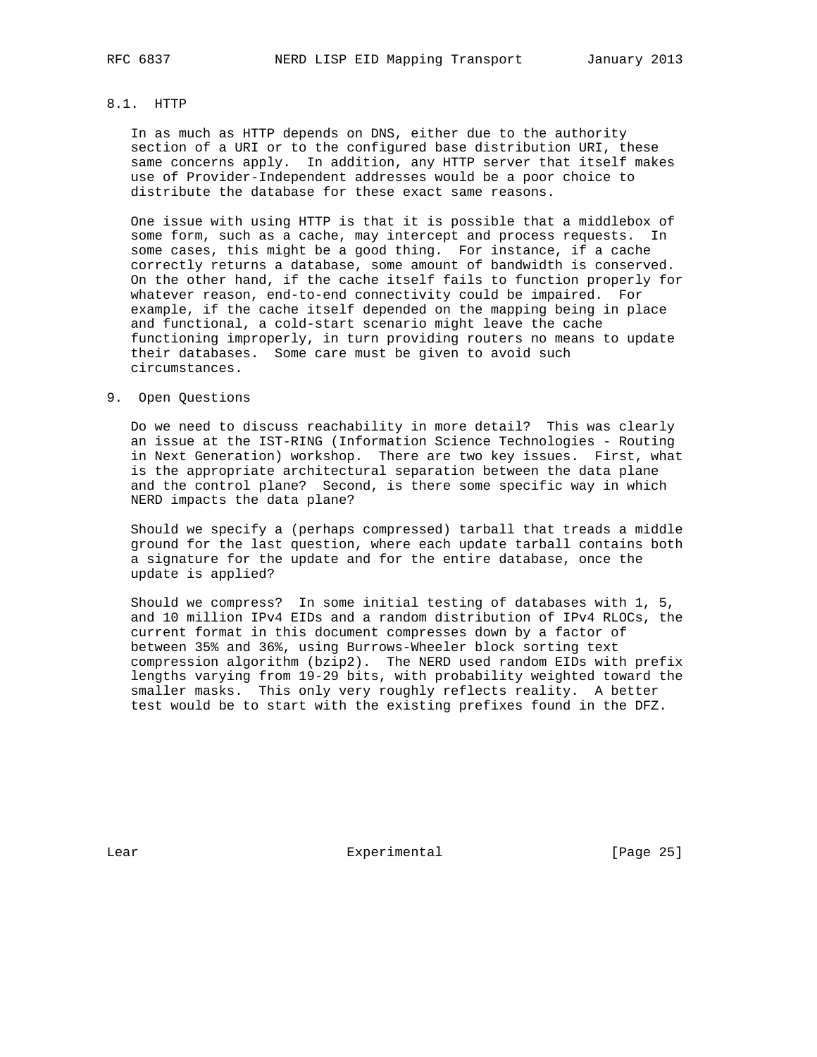### 8.1. HTTP

In as much as HTTP depends on DNS, either due to the authority section of a URI or to the configured base distribution URI, these same concerns apply. In addition, any HTTP server that itself makes use of Provider-Independent addresses would be a poor choice to distribute the database for these exact same reasons.

One issue with using HTTP is that it is possible that a middlebox of some form, such as a cache, may intercept and process requests. In some cases, this might be a good thing. For instance, if a cache correctly returns a database, some amount of bandwidth is conserved. On the other hand, if the cache itself fails to function properly for whatever reason, end-to-end connectivity could be impaired. For example, if the cache itself depended on the mapping being in place and functional, a cold-start scenario might leave the cache functioning improperly, in turn providing routers no means to update their databases. Some care must be given to avoid such circumstances.

## 9. Open Questions

Do we need to discuss reachability in more detail? This was clearly an issue at the IST-RING (Information Science Technologies - Routing in Next Generation) workshop. There are two key issues. First, what is the appropriate architectural separation between the data plane and the control plane? Second, is there some specific way in which NERD impacts the data plane?

Should we specify a (perhaps compressed) tarball that treads a middle ground for the last question, where each update tarball contains both a signature for the update and for the entire database, once the update is applied?

Should we compress? In some initial testing of databases with 1, 5, and 10 million IPv4 EIDs and a random distribution of IPv4 RLOCs, the current format in this document compresses down by a factor of between 35% and 36%, using Burrows-Wheeler block sorting text compression algorithm (bzip2). The NERD used random EIDs with prefix lengths varying from 19-29 bits, with probability weighted toward the smaller masks. This only very roughly reflects reality. A better test would be to start with the existing prefixes found in the DFZ.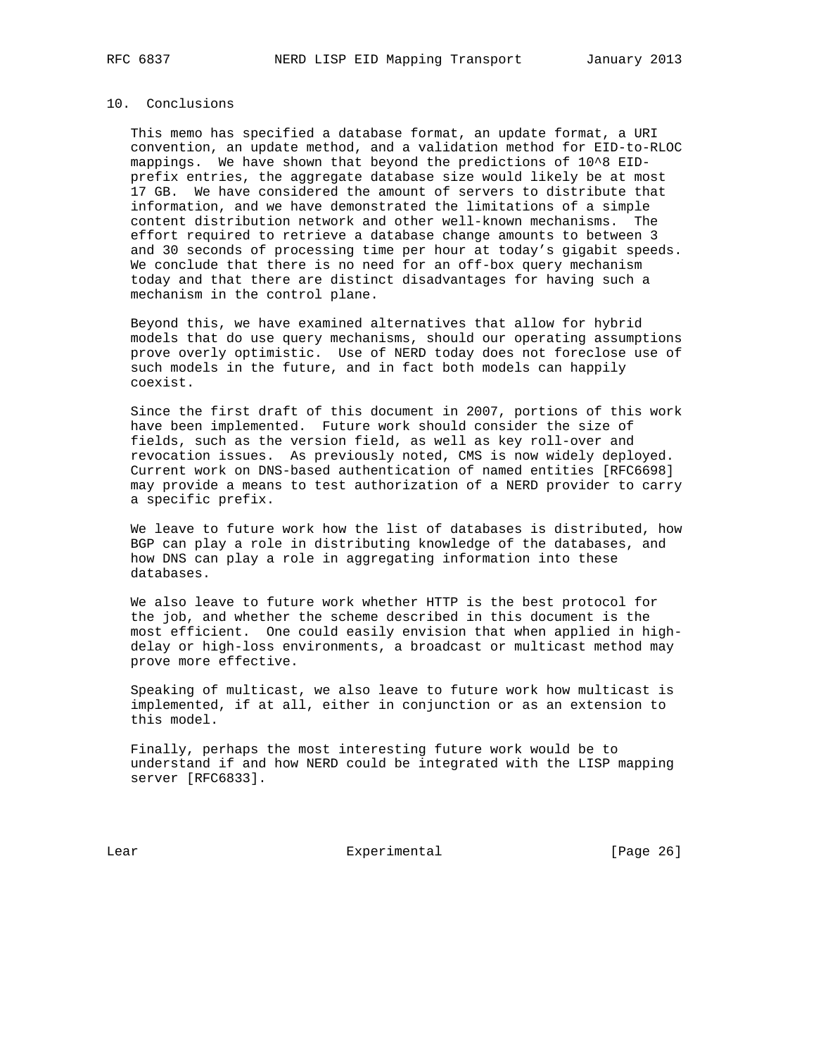## 10. Conclusions

This memo has specified a database format, an update format, a URI convention, an update method, and a validation method for EID-to-RLOC mappings. We have shown that beyond the predictions of $10^8$ EID-prefix entries, the aggregate database size would likely be at most 17 GB. We have considered the amount of servers to distribute that information, and we have demonstrated the limitations of a simple content distribution network and other well-known mechanisms. The effort required to retrieve a database change amounts to between 3 and 30 seconds of processing time per hour at today's gigabit speeds. We conclude that there is no need for an off-box query mechanism today and that there are distinct disadvantages for having such a mechanism in the control plane.

Beyond this, we have examined alternatives that allow for hybrid models that do use query mechanisms, should our operating assumptions prove overly optimistic. Use of NERD today does not foreclose use of such models in the future, and in fact both models can happily coexist.

Since the first draft of this document in 2007, portions of this work have been implemented. Future work should consider the size of fields, such as the version field, as well as key roll-over and revocation issues. As previously noted, CMS is now widely deployed. Current work on DNS-based authentication of named entities [RFC6698] may provide a means to test authorization of a NERD provider to carry a specific prefix.

We leave to future work how the list of databases is distributed, how BGP can play a role in distributing knowledge of the databases, and how DNS can play a role in aggregating information into these databases.

We also leave to future work whether HTTP is the best protocol for the job, and whether the scheme described in this document is the most efficient. One could easily envision that when applied in high-delay or high-loss environments, a broadcast or multicast method may prove more effective.

Speaking of multicast, we also leave to future work how multicast is implemented, if at all, either in conjunction or as an extension to this model.

Finally, perhaps the most interesting future work would be to understand if and how NERD could be integrated with the LISP mapping server [RFC6833].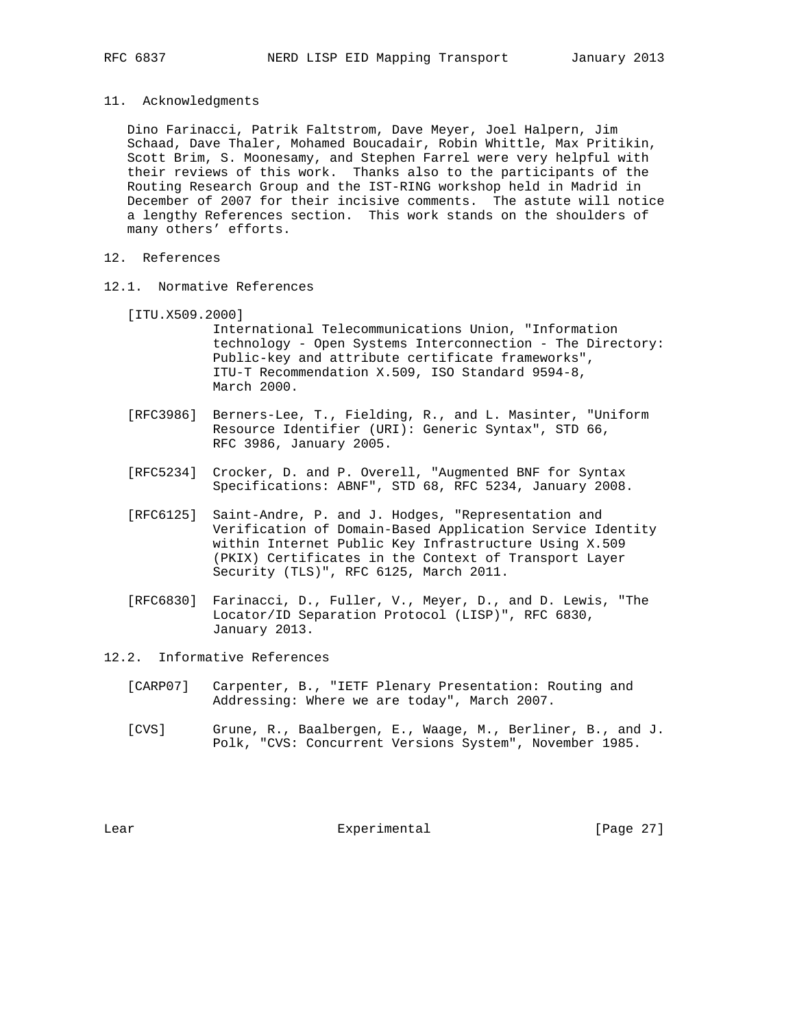## 11. Acknowledgments

Dino Farinacci, Patrik Faltstrom, Dave Meyer, Joel Halpern, Jim Schaad, Dave Thaler, Mohamed Boucadair, Robin Whittle, Max Pritikin, Scott Brim, S. Moonesamy, and Stephen Farrel were very helpful with their reviews of this work. Thanks also to the participants of the Routing Research Group and the IST-RING workshop held in Madrid in December of 2007 for their incisive comments. The astute will notice a lengthy References section. This work stands on the shoulders of many others' efforts.

## 12. References

### 12.1. Normative References

[ITU.X509.2000]
International Telecommunications Union, "Information technology - Open Systems Interconnection - The Directory: Public-key and attribute certificate frameworks", ITU-T Recommendation X.509, ISO Standard 9594-8, March 2000.

[RFC3986] Berners-Lee, T., Fielding, R., and L. Masinter, "Uniform Resource Identifier (URI): Generic Syntax", STD 66, RFC 3986, January 2005.

[RFC5234] Crocker, D. and P. Overell, "Augmented BNF for Syntax Specifications: ABNF", STD 68, RFC 5234, January 2008.

[RFC6125] Saint-Andre, P. and J. Hodges, "Representation and Verification of Domain-Based Application Service Identity within Internet Public Key Infrastructure Using X.509 (PKIX) Certificates in the Context of Transport Layer Security (TLS)", RFC 6125, March 2011.

[RFC6830] Farinacci, D., Fuller, V., Meyer, D., and D. Lewis, "The Locator/ID Separation Protocol (LISP)", RFC 6830, January 2013.

### 12.2. Informative References

[CARP07] Carpenter, B., "IETF Plenary Presentation: Routing and Addressing: Where we are today", March 2007.

[CVS] Grune, R., Baalbergen, E., Waage, M., Berliner, B., and J. Polk, "CVS: Concurrent Versions System", November 1985.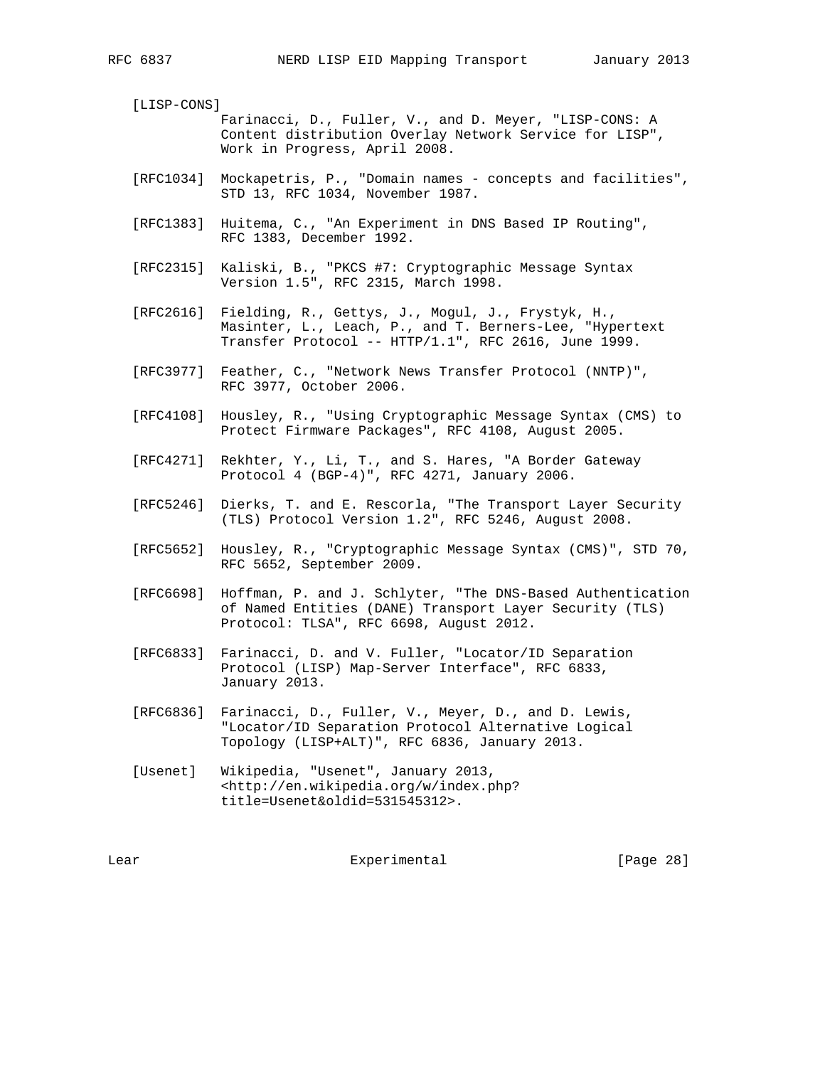[LISP-CONS]
Farinacci, D., Fuller, V., and D. Meyer, "LISP-CONS: A Content distribution Overlay Network Service for LISP", Work in Progress, April 2008.

[RFC1034] Mockapetris, P., "Domain names - concepts and facilities", STD 13, RFC 1034, November 1987.

[RFC1383] Huitema, C., "An Experiment in DNS Based IP Routing", RFC 1383, December 1992.

[RFC2315] Kaliski, B., "PKCS #7: Cryptographic Message Syntax Version 1.5", RFC 2315, March 1998.

[RFC2616] Fielding, R., Gettys, J., Mogul, J., Frystyk, H., Masinter, L., Leach, P., and T. Berners-Lee, "Hypertext Transfer Protocol -- HTTP/1.1", RFC 2616, June 1999.

[RFC3977] Feather, C., "Network News Transfer Protocol (NNTP)", RFC 3977, October 2006.

[RFC4108] Housley, R., "Using Cryptographic Message Syntax (CMS) to Protect Firmware Packages", RFC 4108, August 2005.

[RFC4271] Rekhter, Y., Li, T., and S. Hares, "A Border Gateway Protocol 4 (BGP-4)", RFC 4271, January 2006.

[RFC5246] Dierks, T. and E. Rescorla, "The Transport Layer Security (TLS) Protocol Version 1.2", RFC 5246, August 2008.

[RFC5652] Housley, R., "Cryptographic Message Syntax (CMS)", STD 70, RFC 5652, September 2009.

[RFC6698] Hoffman, P. and J. Schlyter, "The DNS-Based Authentication of Named Entities (DANE) Transport Layer Security (TLS) Protocol: TLSA", RFC 6698, August 2012.

[RFC6833] Farinacci, D. and V. Fuller, "Locator/ID Separation Protocol (LISP) Map-Server Interface", RFC 6833, January 2013.

[RFC6836] Farinacci, D., Fuller, V., Meyer, D., and D. Lewis, "Locator/ID Separation Protocol Alternative Logical Topology (LISP+ALT)", RFC 6836, January 2013.

[Usenet] Wikipedia, "Usenet", January 2013, <http://en.wikipedia.org/w/index.php?title=Usenet&oldid=531545312>.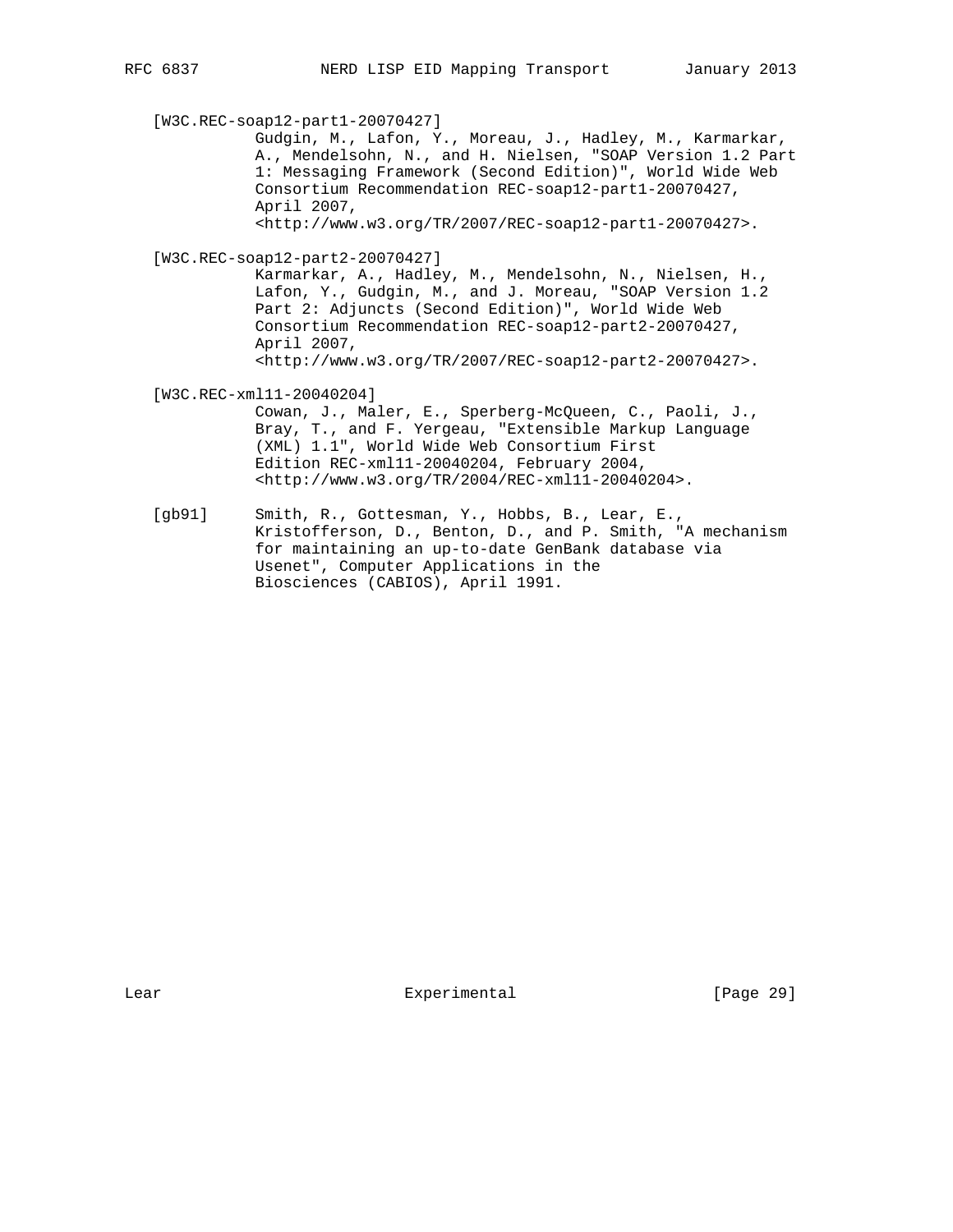[W3C.REC-soap12-part1-20070427]
Gudgin, M., Lafon, Y., Moreau, J., Hadley, M., Karmarkar, A., Mendelsohn, N., and H. Nielsen, "SOAP Version 1.2 Part 1: Messaging Framework (Second Edition)", World Wide Web Consortium Recommendation REC-soap12-part1-20070427, April 2007, <http://www.w3.org/TR/2007/REC-soap12-part1-20070427>.

[W3C.REC-soap12-part2-20070427]
Karmarkar, A., Hadley, M., Mendelsohn, N., Nielsen, H., Lafon, Y., Gudgin, M., and J. Moreau, "SOAP Version 1.2 Part 2: Adjuncts (Second Edition)", World Wide Web Consortium Recommendation REC-soap12-part2-20070427, April 2007, <http://www.w3.org/TR/2007/REC-soap12-part2-20070427>.

[W3C.REC-xml11-20040204]
Cowan, J., Maler, E., Sperberg-McQueen, C., Paoli, J., Bray, T., and F. Yergeau, "Extensible Markup Language (XML) 1.1", World Wide Web Consortium First Edition REC-xml11-20040204, February 2004, <http://www.w3.org/TR/2004/REC-xml11-20040204>.

[gb91] Smith, R., Gottesman, Y., Hobbs, B., Lear, E., Kristofferson, D., Benton, D., and P. Smith, "A mechanism for maintaining an up-to-date GenBank database via Usenet", Computer Applications in the Biosciences (CABIOS), April 1991.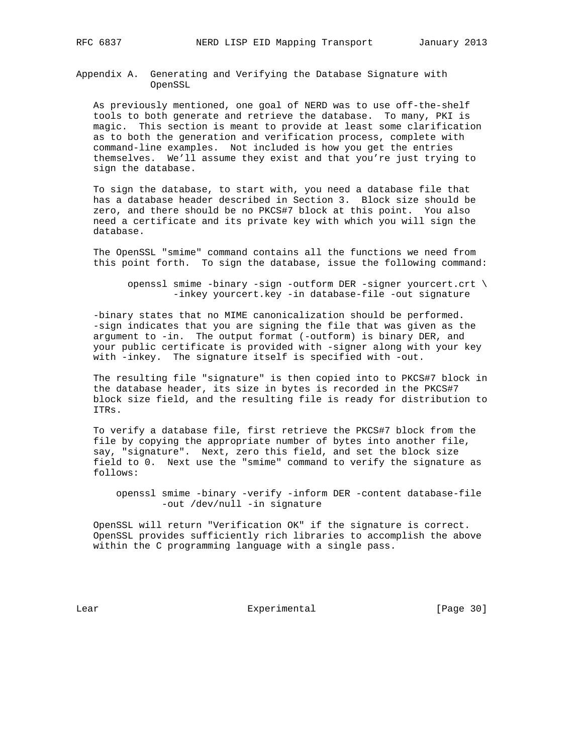## Appendix A. Generating and Verifying the Database Signature with OpenSSL

As previously mentioned, one goal of NERD was to use off-the-shelf tools to both generate and retrieve the database. To many, PKI is magic. This section is meant to provide at least some clarification as to both the generation and verification process, complete with command-line examples. Not included is how you get the entries themselves. We'll assume they exist and that you're just trying to sign the database.

To sign the database, to start with, you need a database file that has a database header described in Section 3. Block size should be zero, and there should be no PKCS#7 block at this point. You also need a certificate and its private key with which you will sign the database.

The OpenSSL "smime" command contains all the functions we need from this point forth. To sign the database, issue the following command:

```
openssl smime -binary -sign -outform DER -signer yourcert.crt \
        -inkey yourcert.key -in database-file -out signature
```

-binary states that no MIME canonicalization should be performed. -sign indicates that you are signing the file that was given as the argument to -in. The output format (-outform) is binary DER, and your public certificate is provided with -signer along with your key with -inkey. The signature itself is specified with -out.

The resulting file "signature" is then copied into to PKCS#7 block in the database header, its size in bytes is recorded in the PKCS#7 block size field, and the resulting file is ready for distribution to ITRs.

To verify a database file, first retrieve the PKCS#7 block from the file by copying the appropriate number of bytes into another file, say, "signature". Next, zero this field, and set the block size field to 0. Next use the "smime" command to verify the signature as follows:

```
openssl smime -binary -verify -inform DER -content database-file
        -out /dev/null -in signature
```

OpenSSL will return "Verification OK" if the signature is correct. OpenSSL provides sufficiently rich libraries to accomplish the above within the C programming language with a single pass.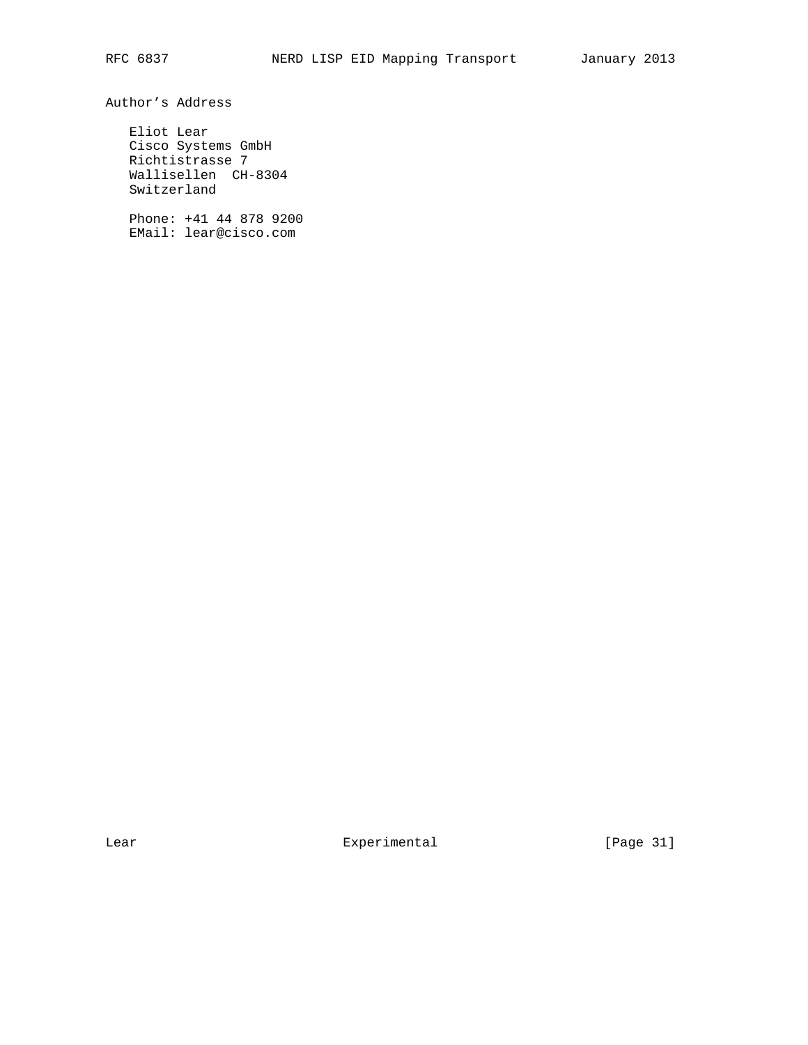## Author's Address

Eliot Lear
Cisco Systems GmbH
Richtistrasse 7
Wallisellen  CH-8304
Switzerland

Phone: +41 44 878 9200
EMail: lear@cisco.com